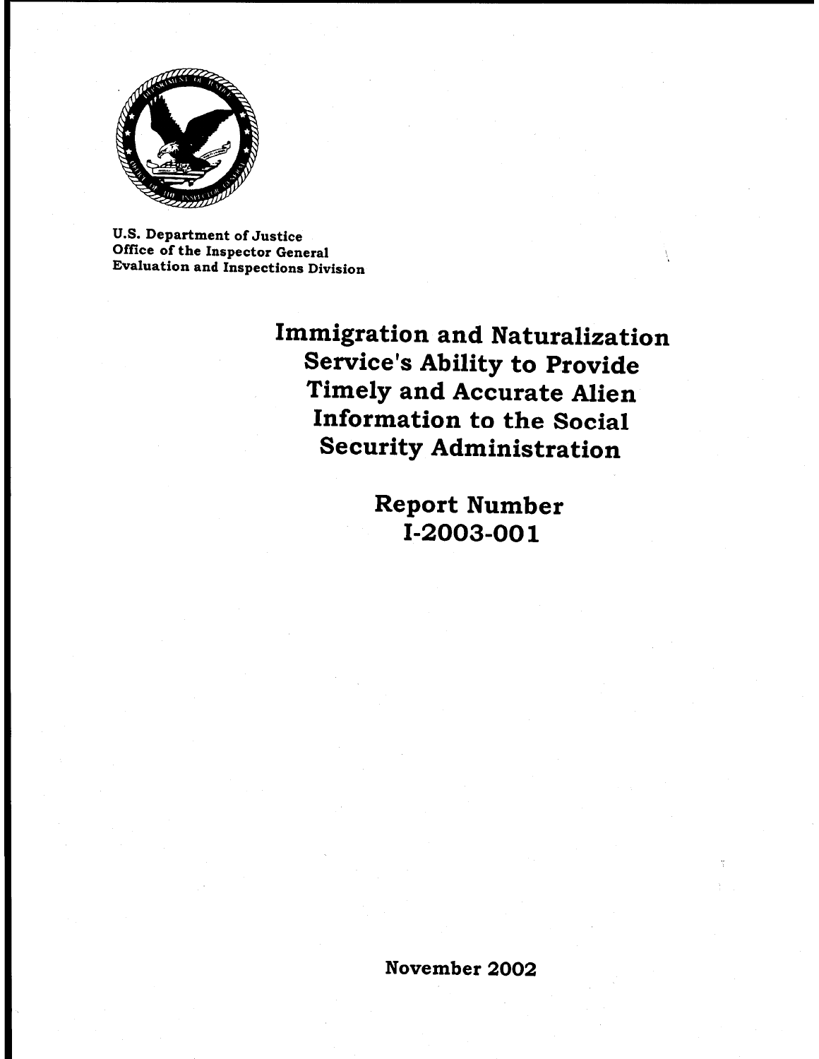U.S. Department of Justice
Office of the Inspector General
Evaluation and Inspections Division

# Immigration and Naturalization Service's Ability to Provide Timely and Accurate Alien Information to the Social Security Administration

## Report Number I-2003-001

November 2002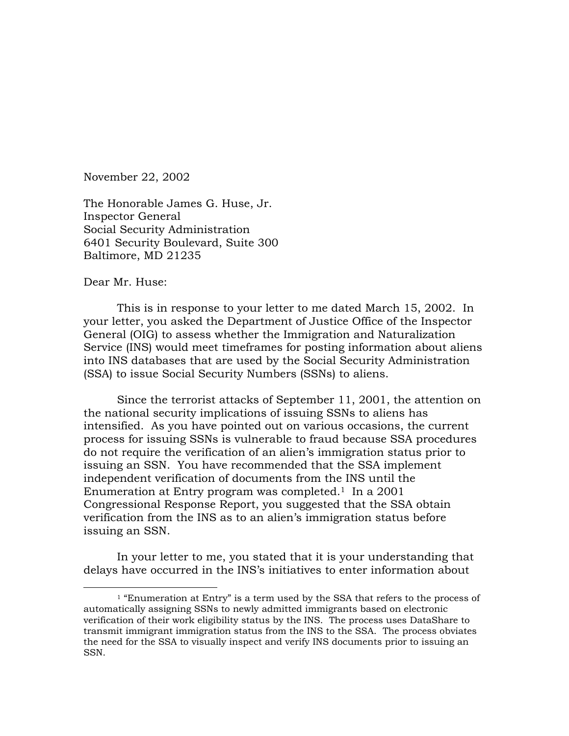November 22, 2002

The Honorable James G. Huse, Jr.
Inspector General
Social Security Administration
6401 Security Boulevard, Suite 300
Baltimore, MD 21235

Dear Mr. Huse:

This is in response to your letter to me dated March 15, 2002. In your letter, you asked the Department of Justice Office of the Inspector General (OIG) to assess whether the Immigration and Naturalization Service (INS) would meet timeframes for posting information about aliens into INS databases that are used by the Social Security Administration (SSA) to issue Social Security Numbers (SSNs) to aliens.

Since the terrorist attacks of September 11, 2001, the attention on the national security implications of issuing SSNs to aliens has intensified. As you have pointed out on various occasions, the current process for issuing SSNs is vulnerable to fraud because SSA procedures do not require the verification of an alien's immigration status prior to issuing an SSN. You have recommended that the SSA implement independent verification of documents from the INS until the Enumeration at Entry program was completed.[1] In a 2001 Congressional Response Report, you suggested that the SSA obtain verification from the INS as to an alien's immigration status before issuing an SSN.

In your letter to me, you stated that it is your understanding that delays have occurred in the INS's initiatives to enter information about

---

[1] "Enumeration at Entry" is a term used by the SSA that refers to the process of automatically assigning SSNs to newly admitted immigrants based on electronic verification of their work eligibility status by the INS. The process uses DataShare to transmit immigrant immigration status from the INS to the SSA. The process obviates the need for the SSA to visually inspect and verify INS documents prior to issuing an SSN.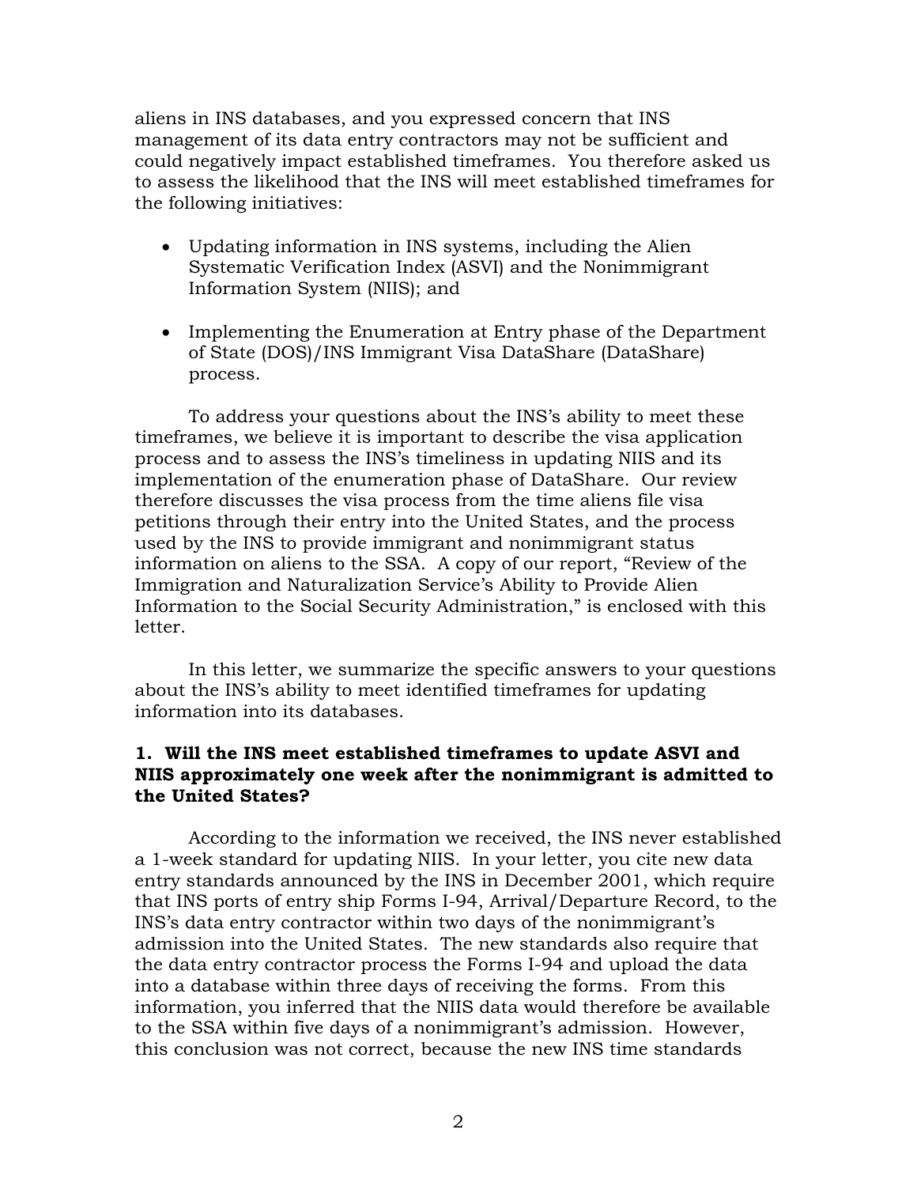aliens in INS databases, and you expressed concern that INS management of its data entry contractors may not be sufficient and could negatively impact established timeframes. You therefore asked us to assess the likelihood that the INS will meet established timeframes for the following initiatives:

- Updating information in INS systems, including the Alien Systematic Verification Index (ASVI) and the Nonimmigrant Information System (NIIS); and
- Implementing the Enumeration at Entry phase of the Department of State (DOS)/INS Immigrant Visa DataShare (DataShare) process.

To address your questions about the INS's ability to meet these timeframes, we believe it is important to describe the visa application process and to assess the INS's timeliness in updating NIIS and its implementation of the enumeration phase of DataShare. Our review therefore discusses the visa process from the time aliens file visa petitions through their entry into the United States, and the process used by the INS to provide immigrant and nonimmigrant status information on aliens to the SSA. A copy of our report, "Review of the Immigration and Naturalization Service's Ability to Provide Alien Information to the Social Security Administration," is enclosed with this letter.

In this letter, we summarize the specific answers to your questions about the INS's ability to meet identified timeframes for updating information into its databases.

**1. Will the INS meet established timeframes to update ASVI and NIIS approximately one week after the nonimmigrant is admitted to the United States?**

According to the information we received, the INS never established a 1-week standard for updating NIIS. In your letter, you cite new data entry standards announced by the INS in December 2001, which require that INS ports of entry ship Forms I-94, Arrival/Departure Record, to the INS's data entry contractor within two days of the nonimmigrant's admission into the United States. The new standards also require that the data entry contractor process the Forms I-94 and upload the data into a database within three days of receiving the forms. From this information, you inferred that the NIIS data would therefore be available to the SSA within five days of a nonimmigrant's admission. However, this conclusion was not correct, because the new INS time standards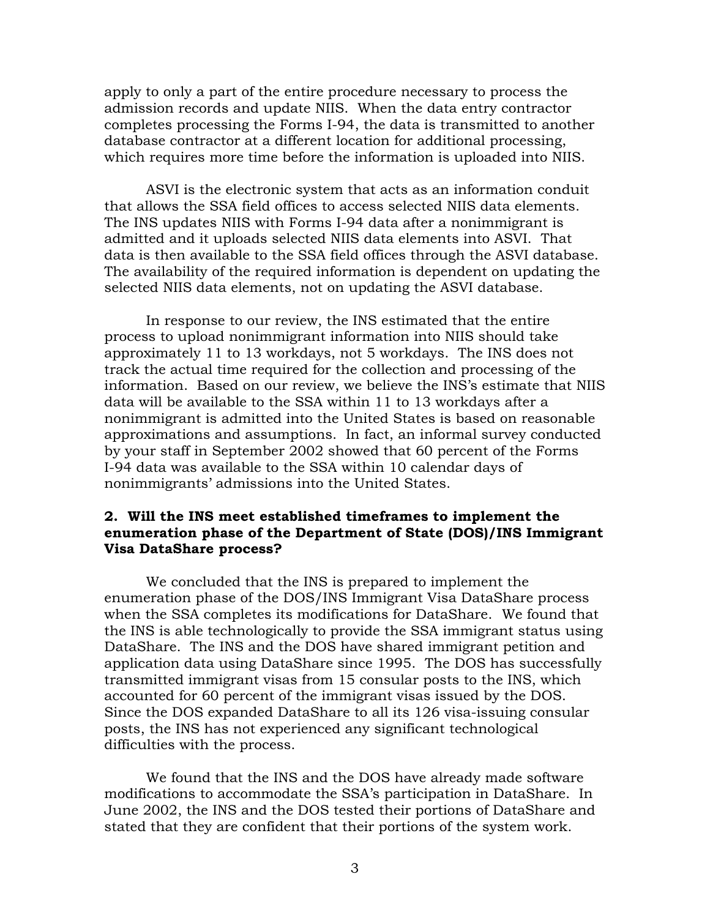apply to only a part of the entire procedure necessary to process the admission records and update NIIS. When the data entry contractor completes processing the Forms I-94, the data is transmitted to another database contractor at a different location for additional processing, which requires more time before the information is uploaded into NIIS.

ASVI is the electronic system that acts as an information conduit that allows the SSA field offices to access selected NIIS data elements. The INS updates NIIS with Forms I-94 data after a nonimmigrant is admitted and it uploads selected NIIS data elements into ASVI. That data is then available to the SSA field offices through the ASVI database. The availability of the required information is dependent on updating the selected NIIS data elements, not on updating the ASVI database.

In response to our review, the INS estimated that the entire process to upload nonimmigrant information into NIIS should take approximately 11 to 13 workdays, not 5 workdays. The INS does not track the actual time required for the collection and processing of the information. Based on our review, we believe the INS's estimate that NIIS data will be available to the SSA within 11 to 13 workdays after a nonimmigrant is admitted into the United States is based on reasonable approximations and assumptions. In fact, an informal survey conducted by your staff in September 2002 showed that 60 percent of the Forms I-94 data was available to the SSA within 10 calendar days of nonimmigrants' admissions into the United States.

**2. Will the INS meet established timeframes to implement the enumeration phase of the Department of State (DOS)/INS Immigrant Visa DataShare process?**

We concluded that the INS is prepared to implement the enumeration phase of the DOS/INS Immigrant Visa DataShare process when the SSA completes its modifications for DataShare. We found that the INS is able technologically to provide the SSA immigrant status using DataShare. The INS and the DOS have shared immigrant petition and application data using DataShare since 1995. The DOS has successfully transmitted immigrant visas from 15 consular posts to the INS, which accounted for 60 percent of the immigrant visas issued by the DOS. Since the DOS expanded DataShare to all its 126 visa-issuing consular posts, the INS has not experienced any significant technological difficulties with the process.

We found that the INS and the DOS have already made software modifications to accommodate the SSA's participation in DataShare. In June 2002, the INS and the DOS tested their portions of DataShare and stated that they are confident that their portions of the system work.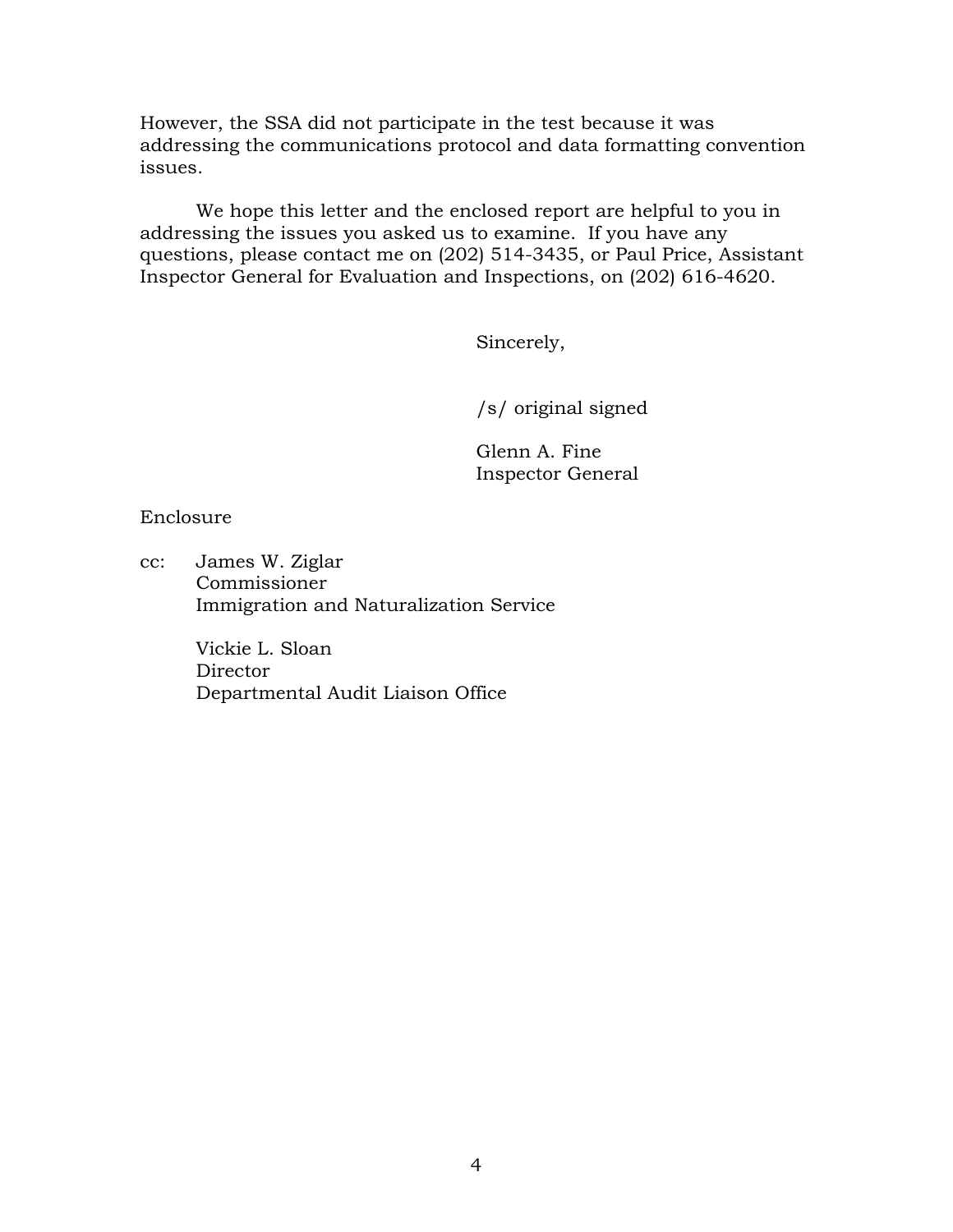However, the SSA did not participate in the test because it was addressing the communications protocol and data formatting convention issues.

We hope this letter and the enclosed report are helpful to you in addressing the issues you asked us to examine. If you have any questions, please contact me on (202) 514-3435, or Paul Price, Assistant Inspector General for Evaluation and Inspections, on (202) 616-4620.

Sincerely,

/s/ original signed

Glenn A. Fine  
Inspector General

Enclosure

cc: James W. Ziglar  
Commissioner  
Immigration and Naturalization Service

Vickie L. Sloan  
Director  
Departmental Audit Liaison Office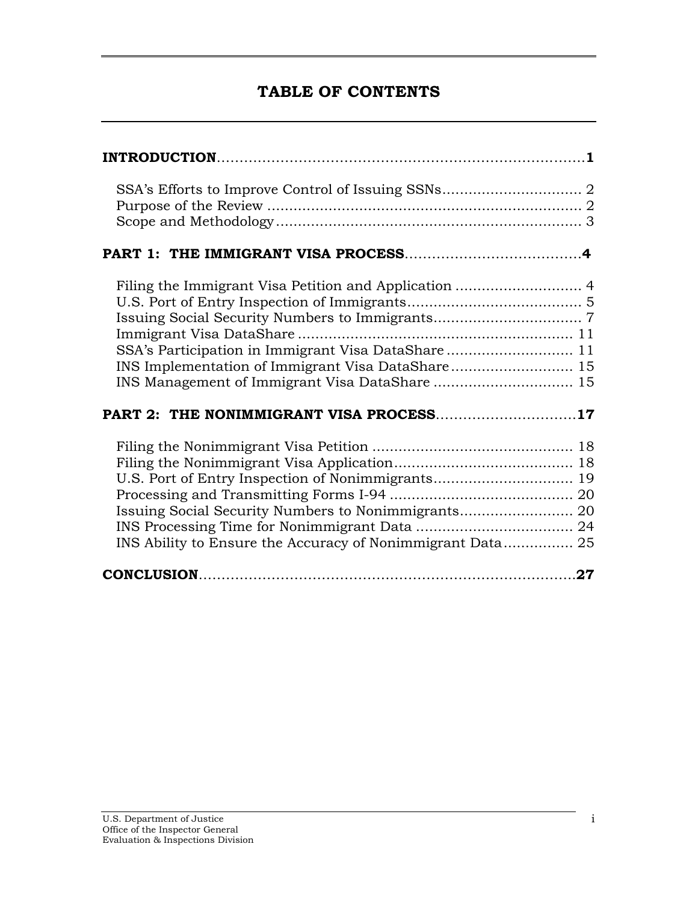# TABLE OF CONTENTS

**INTRODUCTION** .......... **1**

- SSA's Efforts to Improve Control of Issuing SSNs .......... 2
- Purpose of the Review .......... 2
- Scope and Methodology .......... 3

**PART 1: THE IMMIGRANT VISA PROCESS** .......... **4**

- Filing the Immigrant Visa Petition and Application .......... 4
- U.S. Port of Entry Inspection of Immigrants .......... 5
- Issuing Social Security Numbers to Immigrants .......... 7
- Immigrant Visa DataShare .......... 11
- SSA's Participation in Immigrant Visa DataShare .......... 11
- INS Implementation of Immigrant Visa DataShare .......... 15
- INS Management of Immigrant Visa DataShare .......... 15

**PART 2: THE NONIMMIGRANT VISA PROCESS** .......... **17**

- Filing the Nonimmigrant Visa Petition .......... 18
- Filing the Nonimmigrant Visa Application .......... 18
- U.S. Port of Entry Inspection of Nonimmigrants .......... 19
- Processing and Transmitting Forms I-94 .......... 20
- Issuing Social Security Numbers to Nonimmigrants .......... 20
- INS Processing Time for Nonimmigrant Data .......... 24
- INS Ability to Ensure the Accuracy of Nonimmigrant Data .......... 25

**CONCLUSION** .......... **27**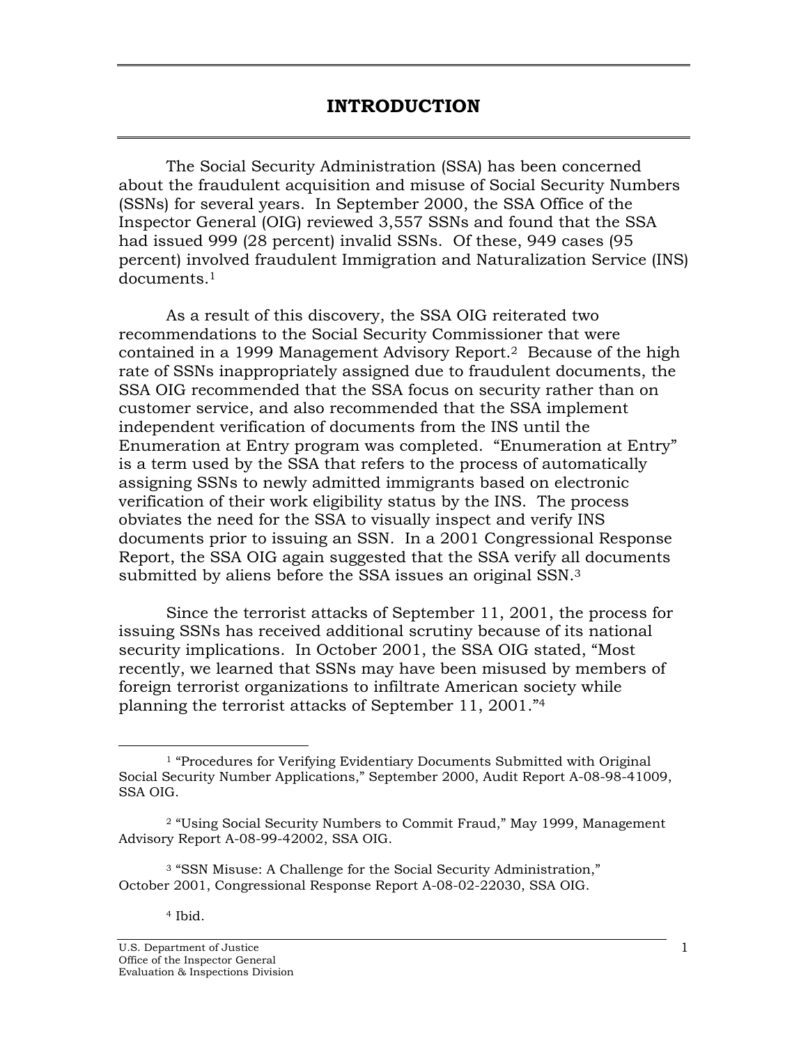# INTRODUCTION

The Social Security Administration (SSA) has been concerned about the fraudulent acquisition and misuse of Social Security Numbers (SSNs) for several years. In September 2000, the SSA Office of the Inspector General (OIG) reviewed 3,557 SSNs and found that the SSA had issued 999 (28 percent) invalid SSNs. Of these, 949 cases (95 percent) involved fraudulent Immigration and Naturalization Service (INS) documents.[1]

As a result of this discovery, the SSA OIG reiterated two recommendations to the Social Security Commissioner that were contained in a 1999 Management Advisory Report.[2] Because of the high rate of SSNs inappropriately assigned due to fraudulent documents, the SSA OIG recommended that the SSA focus on security rather than on customer service, and also recommended that the SSA implement independent verification of documents from the INS until the Enumeration at Entry program was completed. "Enumeration at Entry" is a term used by the SSA that refers to the process of automatically assigning SSNs to newly admitted immigrants based on electronic verification of their work eligibility status by the INS. The process obviates the need for the SSA to visually inspect and verify INS documents prior to issuing an SSN. In a 2001 Congressional Response Report, the SSA OIG again suggested that the SSA verify all documents submitted by aliens before the SSA issues an original SSN.[3]

Since the terrorist attacks of September 11, 2001, the process for issuing SSNs has received additional scrutiny because of its national security implications. In October 2001, the SSA OIG stated, "Most recently, we learned that SSNs may have been misused by members of foreign terrorist organizations to infiltrate American society while planning the terrorist attacks of September 11, 2001."[4]

---

[1] "Procedures for Verifying Evidentiary Documents Submitted with Original Social Security Number Applications," September 2000, Audit Report A-08-98-41009, SSA OIG.

[2] "Using Social Security Numbers to Commit Fraud," May 1999, Management Advisory Report A-08-99-42002, SSA OIG.

[3] "SSN Misuse: A Challenge for the Social Security Administration," October 2001, Congressional Response Report A-08-02-22030, SSA OIG.

[4] Ibid.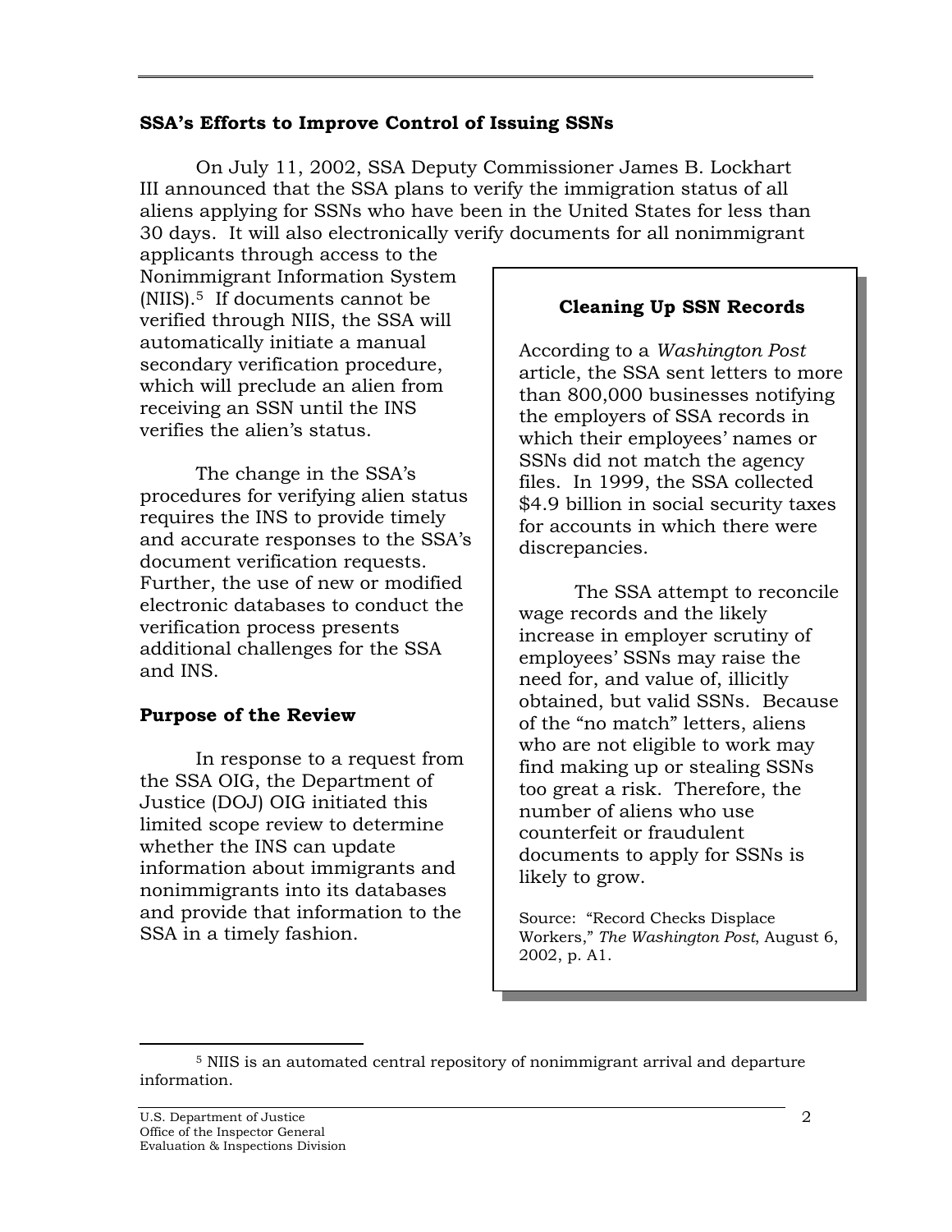### SSA's Efforts to Improve Control of Issuing SSNs

On July 11, 2002, SSA Deputy Commissioner James B. Lockhart III announced that the SSA plans to verify the immigration status of all aliens applying for SSNs who have been in the United States for less than 30 days. It will also electronically verify documents for all nonimmigrant applicants through access to the Nonimmigrant Information System (NIIS).[5] If documents cannot be verified through NIIS, the SSA will automatically initiate a manual secondary verification procedure, which will preclude an alien from receiving an SSN until the INS verifies the alien's status.

The change in the SSA's procedures for verifying alien status requires the INS to provide timely and accurate responses to the SSA's document verification requests. Further, the use of new or modified electronic databases to conduct the verification process presents additional challenges for the SSA and INS.

### Purpose of the Review

In response to a request from the SSA OIG, the Department of Justice (DOJ) OIG initiated this limited scope review to determine whether the INS can update information about immigrants and nonimmigrants into its databases and provide that information to the SSA in a timely fashion.

> **Cleaning Up SSN Records**
>
> According to a *Washington Post* article, the SSA sent letters to more than 800,000 businesses notifying the employers of SSA records in which their employees' names or SSNs did not match the agency files. In 1999, the SSA collected $4.9 billion in social security taxes for accounts in which there were discrepancies.
>
> The SSA attempt to reconcile wage records and the likely increase in employer scrutiny of employees' SSNs may raise the need for, and value of, illicitly obtained, but valid SSNs. Because of the "no match" letters, aliens who are not eligible to work may find making up or stealing SSNs too great a risk. Therefore, the number of aliens who use counterfeit or fraudulent documents to apply for SSNs is likely to grow.
>
> Source: "Record Checks Displace Workers," *The Washington Post*, August 6, 2002, p. A1.

[5] NIIS is an automated central repository of nonimmigrant arrival and departure information.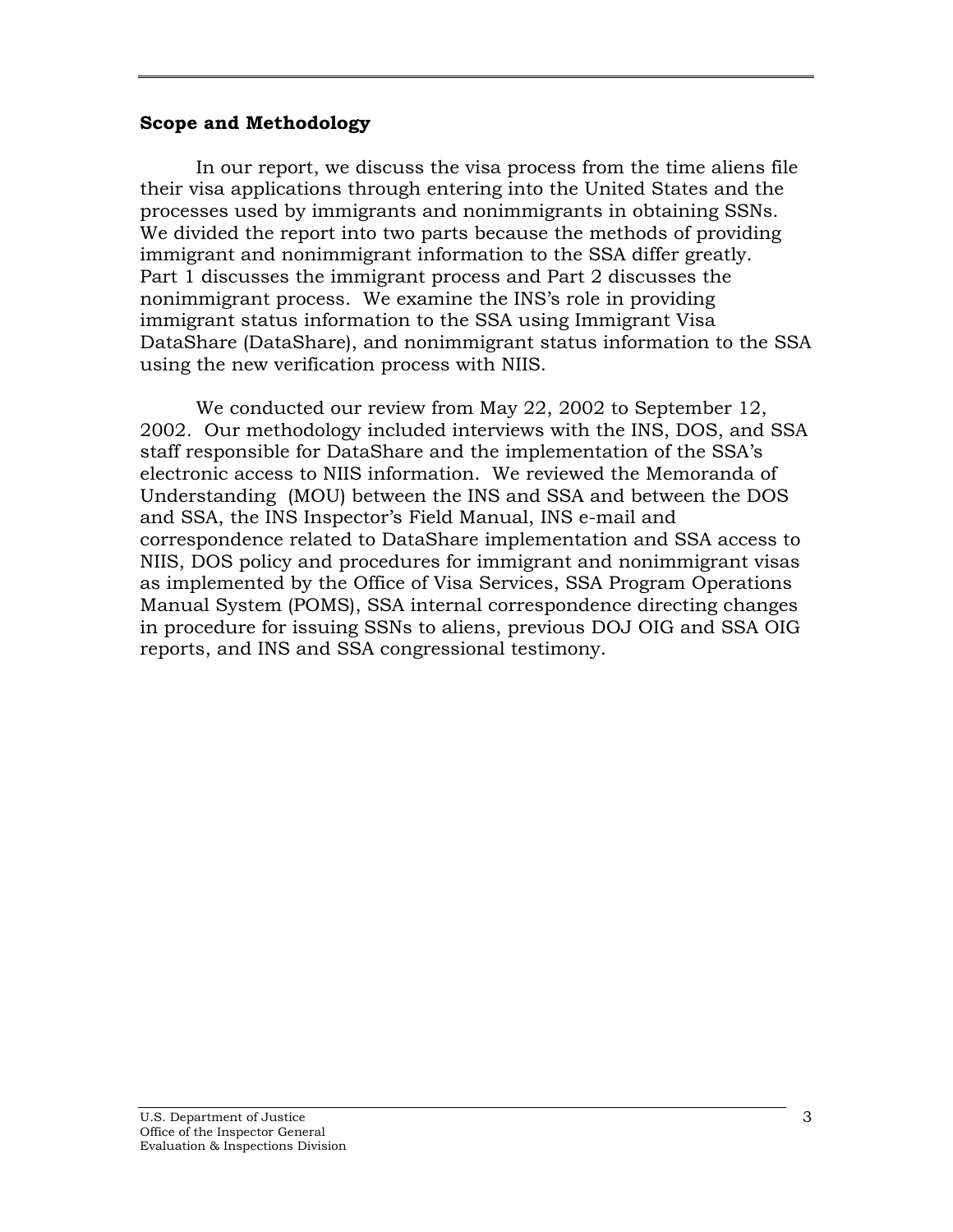## Scope and Methodology

In our report, we discuss the visa process from the time aliens file their visa applications through entering into the United States and the processes used by immigrants and nonimmigrants in obtaining SSNs. We divided the report into two parts because the methods of providing immigrant and nonimmigrant information to the SSA differ greatly. Part 1 discusses the immigrant process and Part 2 discusses the nonimmigrant process. We examine the INS's role in providing immigrant status information to the SSA using Immigrant Visa DataShare (DataShare), and nonimmigrant status information to the SSA using the new verification process with NIIS.

We conducted our review from May 22, 2002 to September 12, 2002. Our methodology included interviews with the INS, DOS, and SSA staff responsible for DataShare and the implementation of the SSA's electronic access to NIIS information. We reviewed the Memoranda of Understanding (MOU) between the INS and SSA and between the DOS and SSA, the INS Inspector's Field Manual, INS e-mail and correspondence related to DataShare implementation and SSA access to NIIS, DOS policy and procedures for immigrant and nonimmigrant visas as implemented by the Office of Visa Services, SSA Program Operations Manual System (POMS), SSA internal correspondence directing changes in procedure for issuing SSNs to aliens, previous DOJ OIG and SSA OIG reports, and INS and SSA congressional testimony.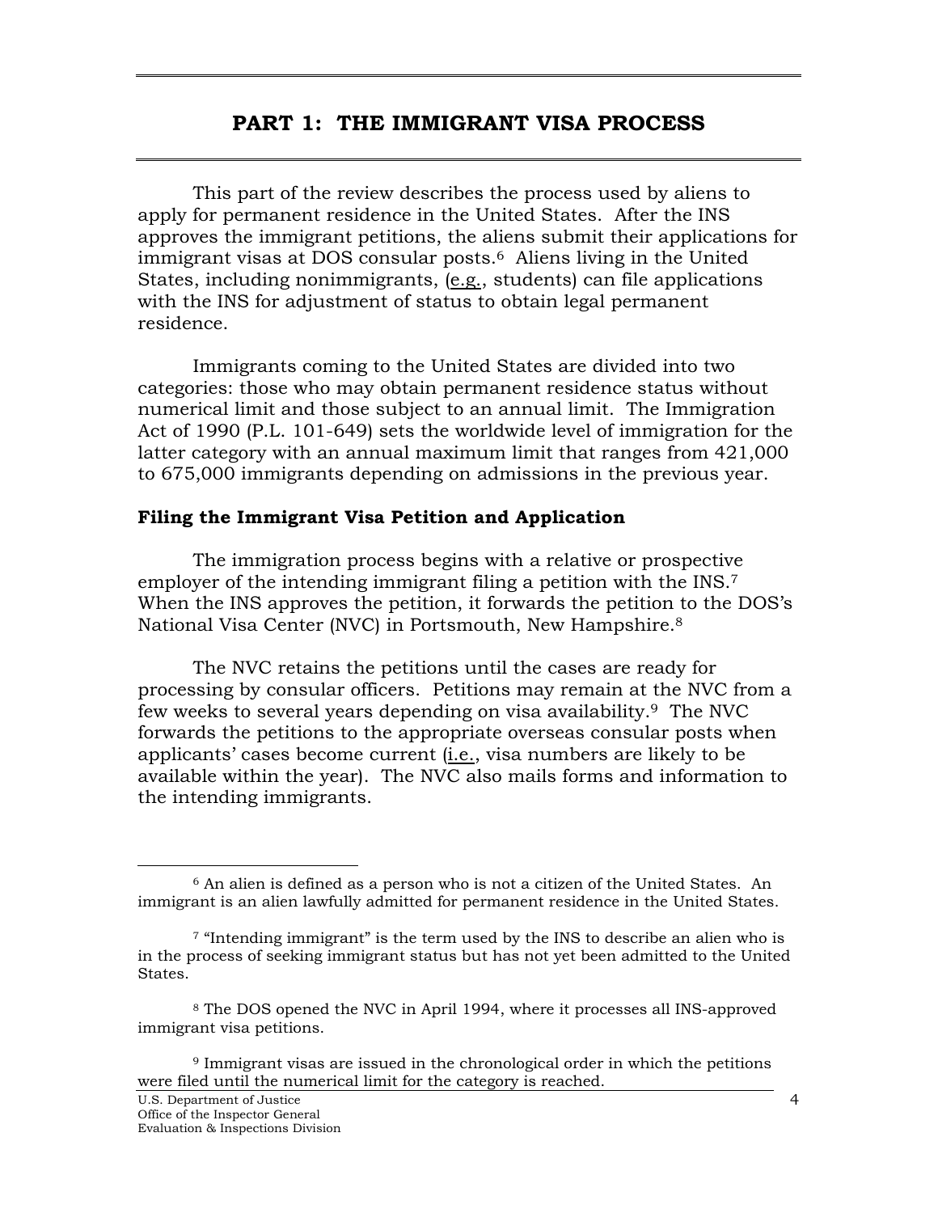## PART 1: THE IMMIGRANT VISA PROCESS

This part of the review describes the process used by aliens to apply for permanent residence in the United States. After the INS approves the immigrant petitions, the aliens submit their applications for immigrant visas at DOS consular posts.[6] Aliens living in the United States, including nonimmigrants, (e.g., students) can file applications with the INS for adjustment of status to obtain legal permanent residence.

Immigrants coming to the United States are divided into two categories: those who may obtain permanent residence status without numerical limit and those subject to an annual limit. The Immigration Act of 1990 (P.L. 101-649) sets the worldwide level of immigration for the latter category with an annual maximum limit that ranges from 421,000 to 675,000 immigrants depending on admissions in the previous year.

### Filing the Immigrant Visa Petition and Application

The immigration process begins with a relative or prospective employer of the intending immigrant filing a petition with the INS.[7] When the INS approves the petition, it forwards the petition to the DOS's National Visa Center (NVC) in Portsmouth, New Hampshire.[8]

The NVC retains the petitions until the cases are ready for processing by consular officers. Petitions may remain at the NVC from a few weeks to several years depending on visa availability.[9] The NVC forwards the petitions to the appropriate overseas consular posts when applicants' cases become current (i.e., visa numbers are likely to be available within the year). The NVC also mails forms and information to the intending immigrants.

---

[6] An alien is defined as a person who is not a citizen of the United States. An immigrant is an alien lawfully admitted for permanent residence in the United States.

[7] "Intending immigrant" is the term used by the INS to describe an alien who is in the process of seeking immigrant status but has not yet been admitted to the United States.

[8] The DOS opened the NVC in April 1994, where it processes all INS-approved immigrant visa petitions.

[9] Immigrant visas are issued in the chronological order in which the petitions were filed until the numerical limit for the category is reached.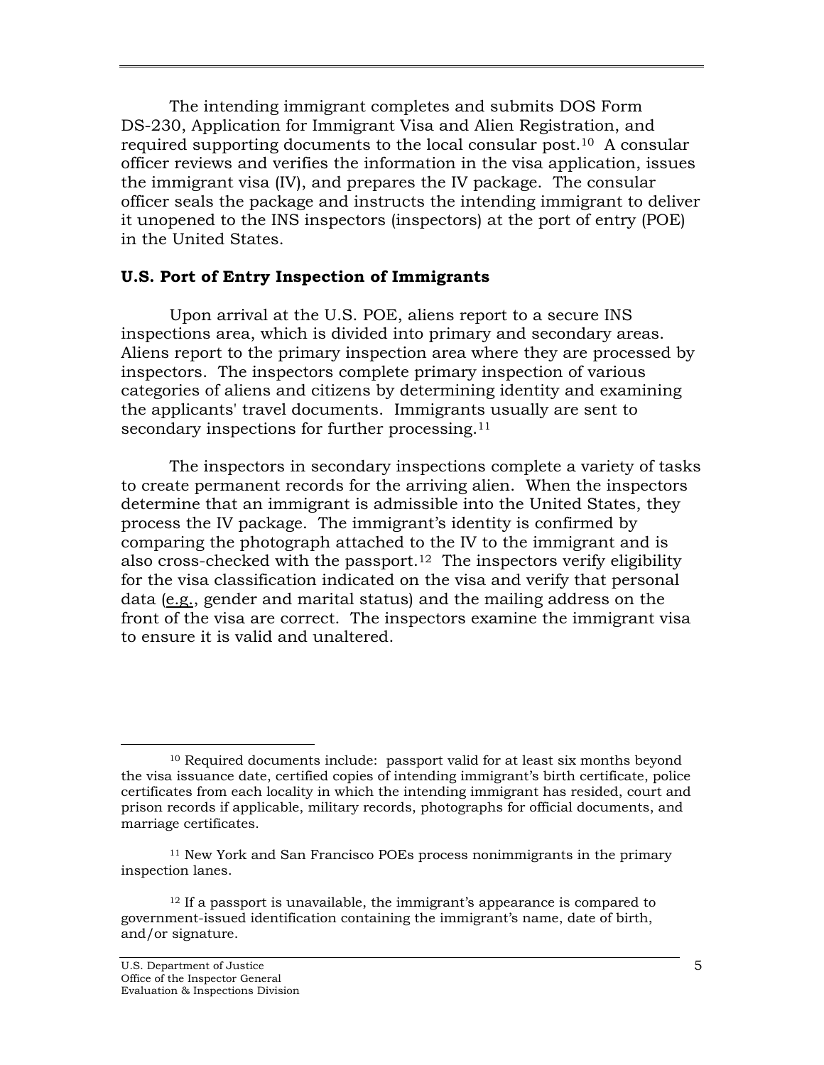The intending immigrant completes and submits DOS Form DS-230, Application for Immigrant Visa and Alien Registration, and required supporting documents to the local consular post.[10] A consular officer reviews and verifies the information in the visa application, issues the immigrant visa (IV), and prepares the IV package. The consular officer seals the package and instructs the intending immigrant to deliver it unopened to the INS inspectors (inspectors) at the port of entry (POE) in the United States.

**U.S. Port of Entry Inspection of Immigrants**

Upon arrival at the U.S. POE, aliens report to a secure INS inspections area, which is divided into primary and secondary areas. Aliens report to the primary inspection area where they are processed by inspectors. The inspectors complete primary inspection of various categories of aliens and citizens by determining identity and examining the applicants' travel documents. Immigrants usually are sent to secondary inspections for further processing.[11]

The inspectors in secondary inspections complete a variety of tasks to create permanent records for the arriving alien. When the inspectors determine that an immigrant is admissible into the United States, they process the IV package. The immigrant's identity is confirmed by comparing the photograph attached to the IV to the immigrant and is also cross-checked with the passport.[12] The inspectors verify eligibility for the visa classification indicated on the visa and verify that personal data (e.g., gender and marital status) and the mailing address on the front of the visa are correct. The inspectors examine the immigrant visa to ensure it is valid and unaltered.

---

[10] Required documents include: passport valid for at least six months beyond the visa issuance date, certified copies of intending immigrant's birth certificate, police certificates from each locality in which the intending immigrant has resided, court and prison records if applicable, military records, photographs for official documents, and marriage certificates.

[11] New York and San Francisco POEs process nonimmigrants in the primary inspection lanes.

[12] If a passport is unavailable, the immigrant's appearance is compared to government-issued identification containing the immigrant's name, date of birth, and/or signature.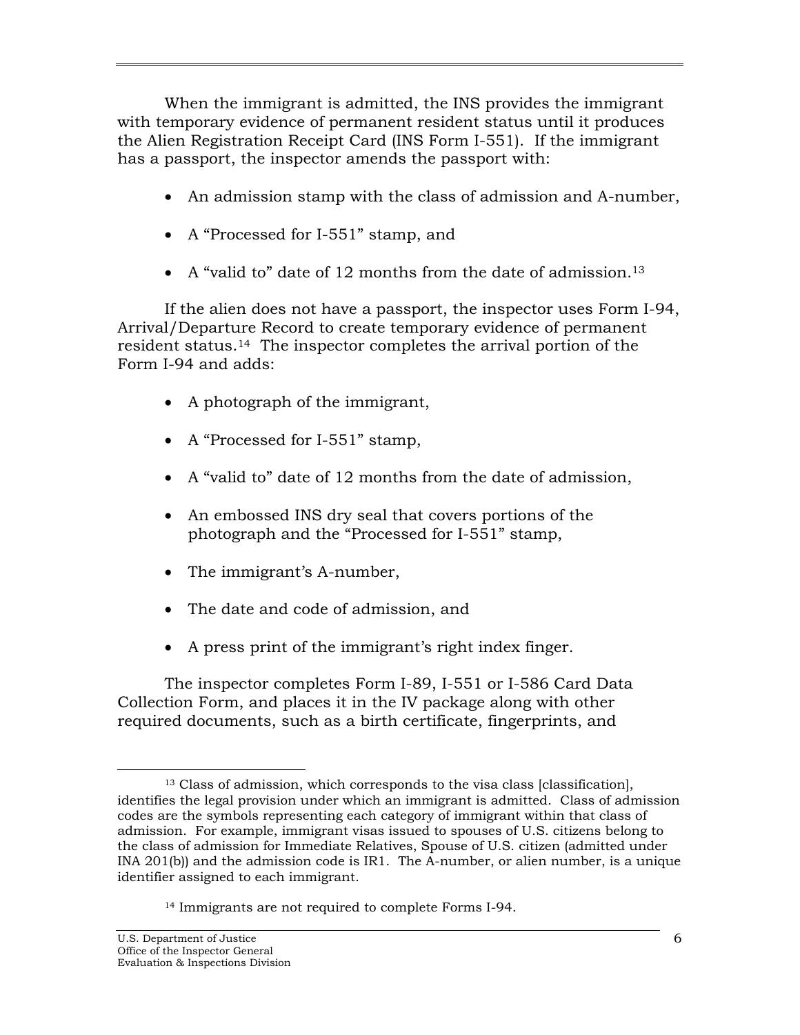When the immigrant is admitted, the INS provides the immigrant with temporary evidence of permanent resident status until it produces the Alien Registration Receipt Card (INS Form I-551). If the immigrant has a passport, the inspector amends the passport with:

- An admission stamp with the class of admission and A-number,
- A "Processed for I-551" stamp, and
- A "valid to" date of 12 months from the date of admission.[13]

If the alien does not have a passport, the inspector uses Form I-94, Arrival/Departure Record to create temporary evidence of permanent resident status.[14] The inspector completes the arrival portion of the Form I-94 and adds:

- A photograph of the immigrant,
- A "Processed for I-551" stamp,
- A "valid to" date of 12 months from the date of admission,
- An embossed INS dry seal that covers portions of the photograph and the "Processed for I-551" stamp,
- The immigrant's A-number,
- The date and code of admission, and
- A press print of the immigrant's right index finger.

The inspector completes Form I-89, I-551 or I-586 Card Data Collection Form, and places it in the IV package along with other required documents, such as a birth certificate, fingerprints, and

---

[13] Class of admission, which corresponds to the visa class [classification], identifies the legal provision under which an immigrant is admitted. Class of admission codes are the symbols representing each category of immigrant within that class of admission. For example, immigrant visas issued to spouses of U.S. citizens belong to the class of admission for Immediate Relatives, Spouse of U.S. citizen (admitted under INA 201(b)) and the admission code is IR1. The A-number, or alien number, is a unique identifier assigned to each immigrant.

[14] Immigrants are not required to complete Forms I-94.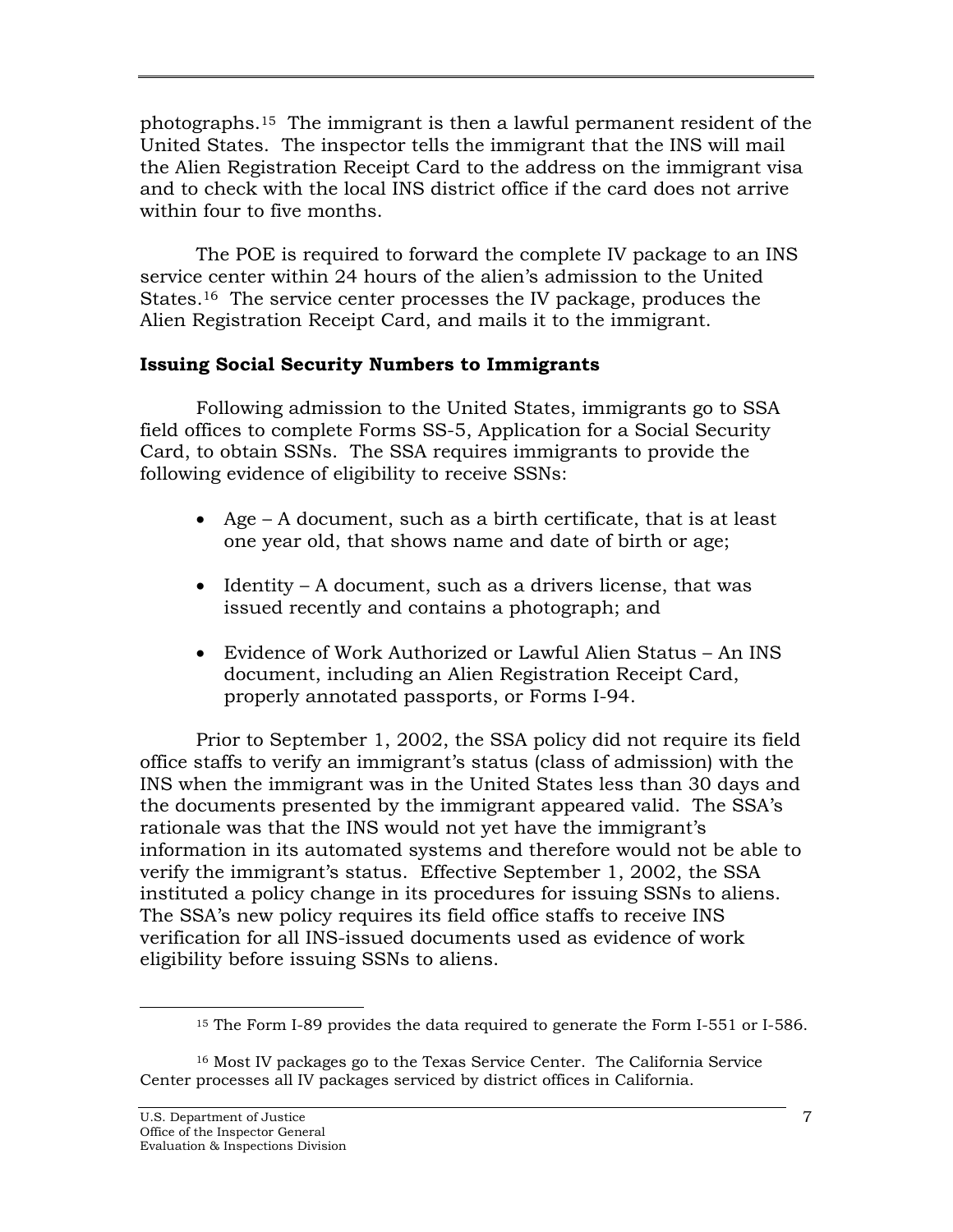photographs.[15] The immigrant is then a lawful permanent resident of the United States. The inspector tells the immigrant that the INS will mail the Alien Registration Receipt Card to the address on the immigrant visa and to check with the local INS district office if the card does not arrive within four to five months.

The POE is required to forward the complete IV package to an INS service center within 24 hours of the alien's admission to the United States.[16] The service center processes the IV package, produces the Alien Registration Receipt Card, and mails it to the immigrant.

**Issuing Social Security Numbers to Immigrants**

Following admission to the United States, immigrants go to SSA field offices to complete Forms SS-5, Application for a Social Security Card, to obtain SSNs. The SSA requires immigrants to provide the following evidence of eligibility to receive SSNs:

- Age – A document, such as a birth certificate, that is at least one year old, that shows name and date of birth or age;
- Identity – A document, such as a drivers license, that was issued recently and contains a photograph; and
- Evidence of Work Authorized or Lawful Alien Status – An INS document, including an Alien Registration Receipt Card, properly annotated passports, or Forms I-94.

Prior to September 1, 2002, the SSA policy did not require its field office staffs to verify an immigrant's status (class of admission) with the INS when the immigrant was in the United States less than 30 days and the documents presented by the immigrant appeared valid. The SSA's rationale was that the INS would not yet have the immigrant's information in its automated systems and therefore would not be able to verify the immigrant's status. Effective September 1, 2002, the SSA instituted a policy change in its procedures for issuing SSNs to aliens. The SSA's new policy requires its field office staffs to receive INS verification for all INS-issued documents used as evidence of work eligibility before issuing SSNs to aliens.

---

[15] The Form I-89 provides the data required to generate the Form I-551 or I-586.

[16] Most IV packages go to the Texas Service Center. The California Service Center processes all IV packages serviced by district offices in California.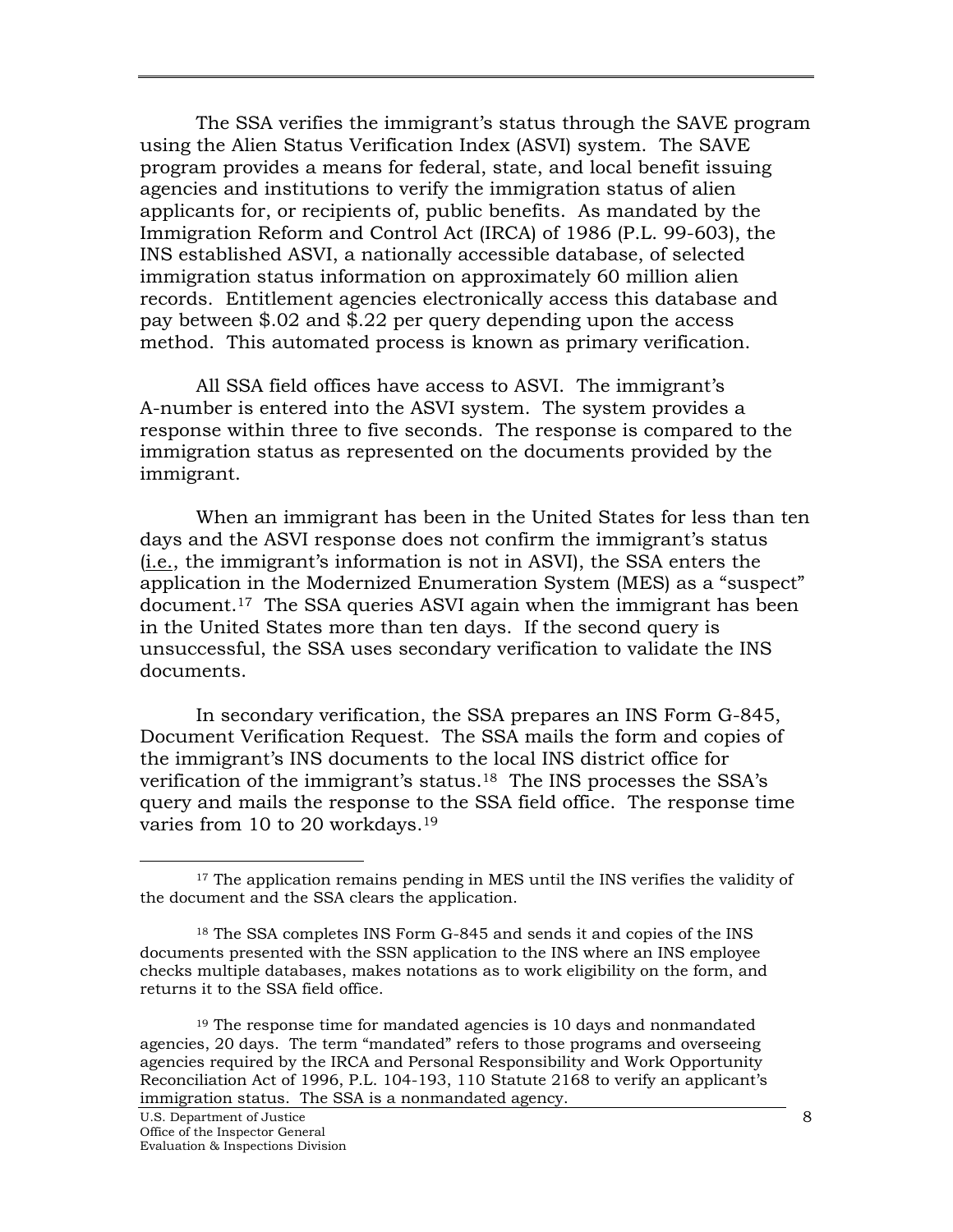The SSA verifies the immigrant's status through the SAVE program using the Alien Status Verification Index (ASVI) system. The SAVE program provides a means for federal, state, and local benefit issuing agencies and institutions to verify the immigration status of alien applicants for, or recipients of, public benefits. As mandated by the Immigration Reform and Control Act (IRCA) of 1986 (P.L. 99-603), the INS established ASVI, a nationally accessible database, of selected immigration status information on approximately 60 million alien records. Entitlement agencies electronically access this database and pay between $.02 and $.22 per query depending upon the access method. This automated process is known as primary verification.

All SSA field offices have access to ASVI. The immigrant's A-number is entered into the ASVI system. The system provides a response within three to five seconds. The response is compared to the immigration status as represented on the documents provided by the immigrant.

When an immigrant has been in the United States for less than ten days and the ASVI response does not confirm the immigrant's status (i.e., the immigrant's information is not in ASVI), the SSA enters the application in the Modernized Enumeration System (MES) as a "suspect" document.[17] The SSA queries ASVI again when the immigrant has been in the United States more than ten days. If the second query is unsuccessful, the SSA uses secondary verification to validate the INS documents.

In secondary verification, the SSA prepares an INS Form G-845, Document Verification Request. The SSA mails the form and copies of the immigrant's INS documents to the local INS district office for verification of the immigrant's status.[18] The INS processes the SSA's query and mails the response to the SSA field office. The response time varies from 10 to 20 workdays.[19]

---

[17] The application remains pending in MES until the INS verifies the validity of the document and the SSA clears the application.

[18] The SSA completes INS Form G-845 and sends it and copies of the INS documents presented with the SSN application to the INS where an INS employee checks multiple databases, makes notations as to work eligibility on the form, and returns it to the SSA field office.

[19] The response time for mandated agencies is 10 days and nonmandated agencies, 20 days. The term "mandated" refers to those programs and overseeing agencies required by the IRCA and Personal Responsibility and Work Opportunity Reconciliation Act of 1996, P.L. 104-193, 110 Statute 2168 to verify an applicant's immigration status. The SSA is a nonmandated agency.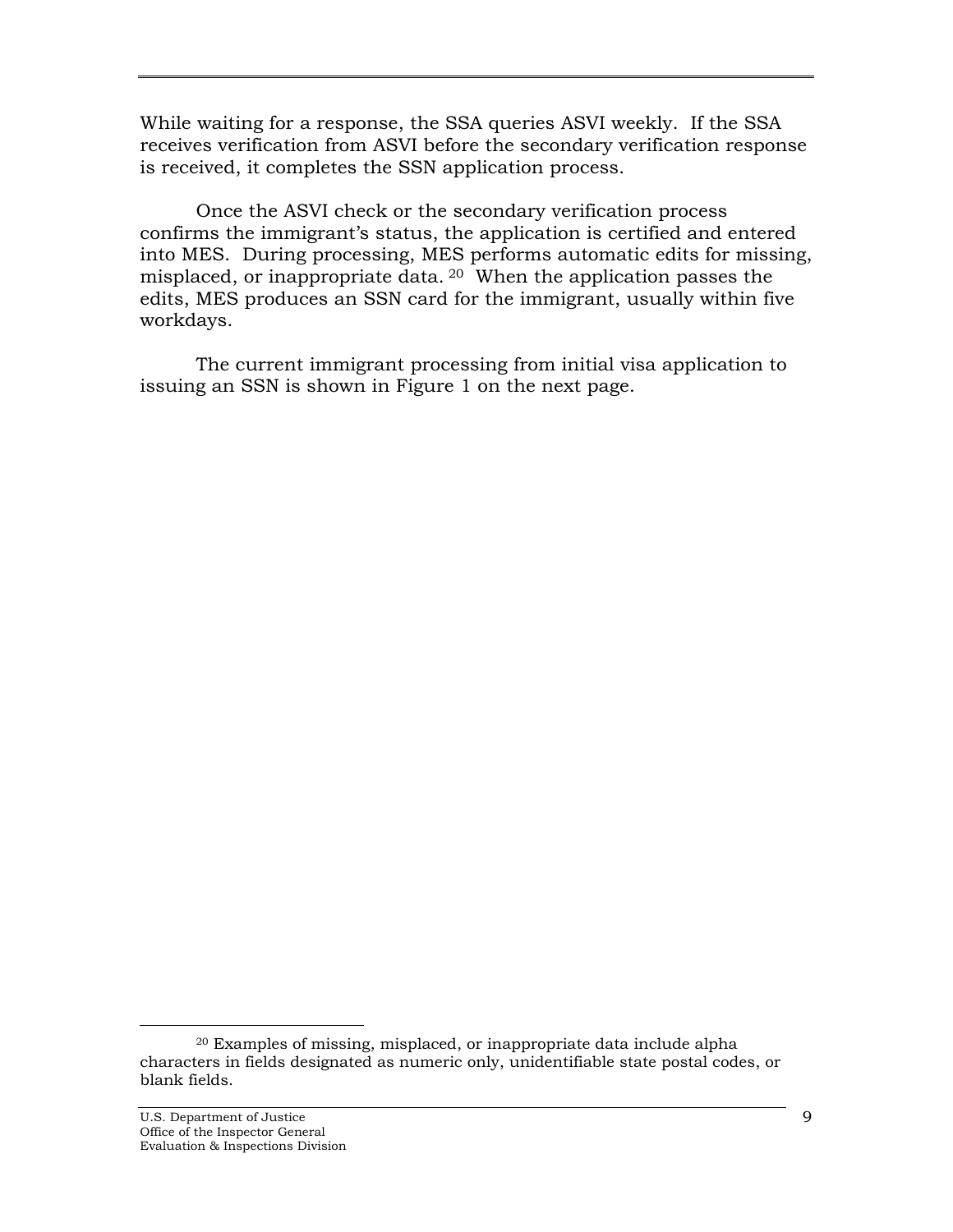While waiting for a response, the SSA queries ASVI weekly. If the SSA receives verification from ASVI before the secondary verification response is received, it completes the SSN application process.

Once the ASVI check or the secondary verification process confirms the immigrant's status, the application is certified and entered into MES. During processing, MES performs automatic edits for missing, misplaced, or inappropriate data. [20] When the application passes the edits, MES produces an SSN card for the immigrant, usually within five workdays.

The current immigrant processing from initial visa application to issuing an SSN is shown in Figure 1 on the next page.

---

[20] Examples of missing, misplaced, or inappropriate data include alpha characters in fields designated as numeric only, unidentifiable state postal codes, or blank fields.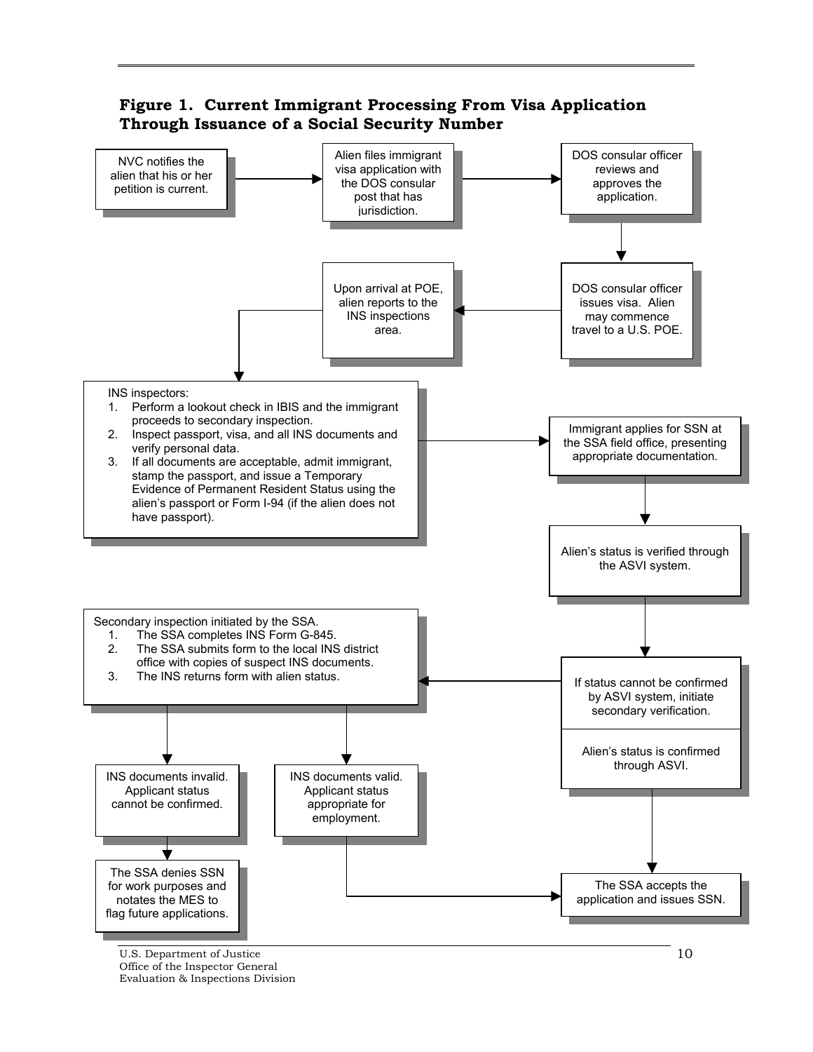**Figure 1. Current Immigrant Processing From Visa Application Through Issuance of a Social Security Number**

NVC notifies the alien that his or her petition is current.

Alien files immigrant visa application with the DOS consular post that has jurisdiction.

DOS consular officer reviews and approves the application.

DOS consular officer issues visa. Alien may commence travel to a U.S. POE.

Upon arrival at POE, alien reports to the INS inspections area.

INS inspectors:

1. Perform a lookout check in IBIS and the immigrant proceeds to secondary inspection.
2. Inspect passport, visa, and all INS documents and verify personal data.
3. If all documents are acceptable, admit immigrant, stamp the passport, and issue a Temporary Evidence of Permanent Resident Status using the alien's passport or Form I-94 (if the alien does not have passport).

Immigrant applies for SSN at the SSA field office, presenting appropriate documentation.

Alien's status is verified through the ASVI system.

If status cannot be confirmed by ASVI system, initiate secondary verification.

Alien's status is confirmed through ASVI.

Secondary inspection initiated by the SSA.

1. The SSA completes INS Form G-845.
2. The SSA submits form to the local INS district office with copies of suspect INS documents.
3. The INS returns form with alien status.

INS documents invalid. Applicant status cannot be confirmed.

The SSA denies SSN for work purposes and notates the MES to flag future applications.

INS documents valid. Applicant status appropriate for employment.

The SSA accepts the application and issues SSN.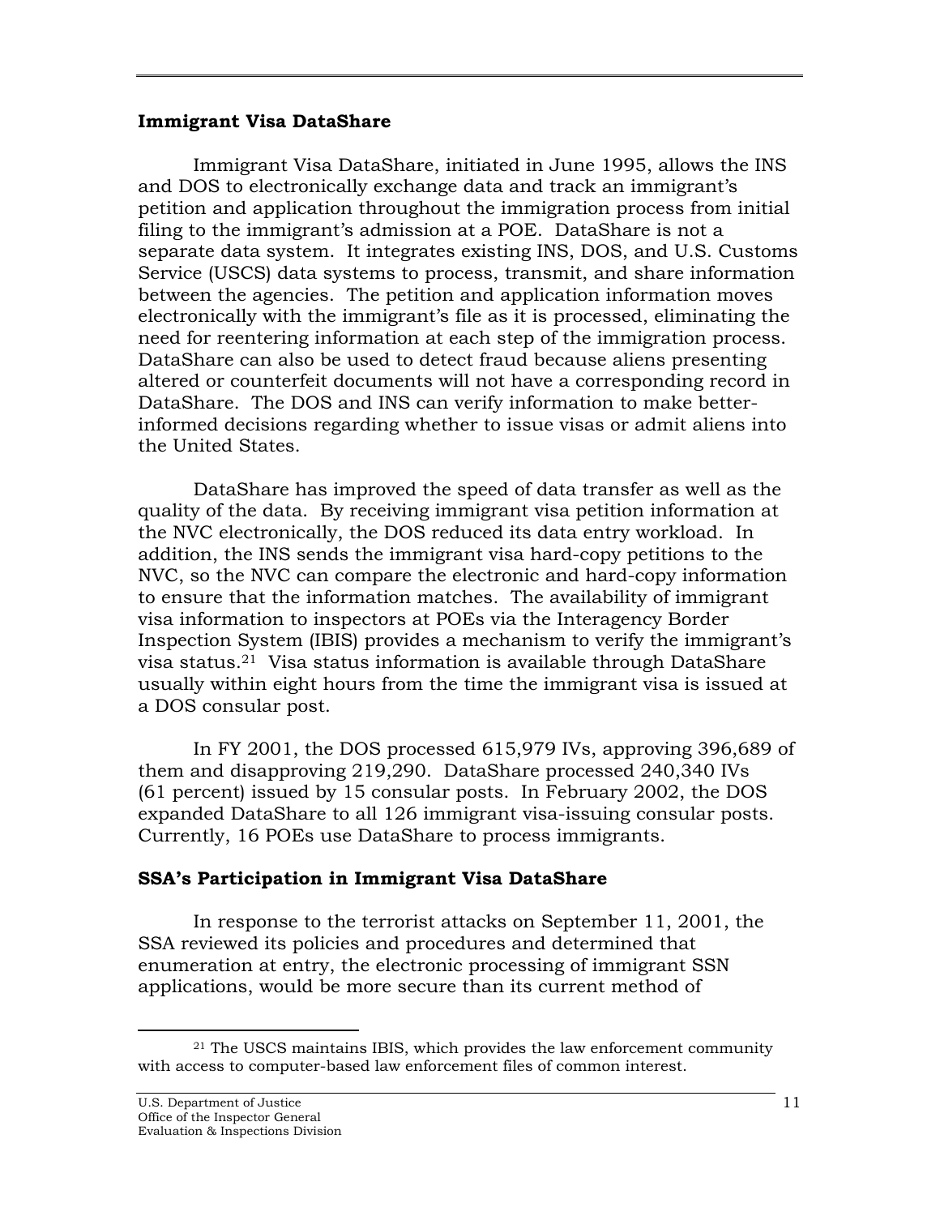**Immigrant Visa DataShare**

Immigrant Visa DataShare, initiated in June 1995, allows the INS and DOS to electronically exchange data and track an immigrant's petition and application throughout the immigration process from initial filing to the immigrant's admission at a POE. DataShare is not a separate data system. It integrates existing INS, DOS, and U.S. Customs Service (USCS) data systems to process, transmit, and share information between the agencies. The petition and application information moves electronically with the immigrant's file as it is processed, eliminating the need for reentering information at each step of the immigration process. DataShare can also be used to detect fraud because aliens presenting altered or counterfeit documents will not have a corresponding record in DataShare. The DOS and INS can verify information to make better-informed decisions regarding whether to issue visas or admit aliens into the United States.

DataShare has improved the speed of data transfer as well as the quality of the data. By receiving immigrant visa petition information at the NVC electronically, the DOS reduced its data entry workload. In addition, the INS sends the immigrant visa hard-copy petitions to the NVC, so the NVC can compare the electronic and hard-copy information to ensure that the information matches. The availability of immigrant visa information to inspectors at POEs via the Interagency Border Inspection System (IBIS) provides a mechanism to verify the immigrant's visa status.[21] Visa status information is available through DataShare usually within eight hours from the time the immigrant visa is issued at a DOS consular post.

In FY 2001, the DOS processed 615,979 IVs, approving 396,689 of them and disapproving 219,290. DataShare processed 240,340 IVs (61 percent) issued by 15 consular posts. In February 2002, the DOS expanded DataShare to all 126 immigrant visa-issuing consular posts. Currently, 16 POEs use DataShare to process immigrants.

**SSA's Participation in Immigrant Visa DataShare**

In response to the terrorist attacks on September 11, 2001, the SSA reviewed its policies and procedures and determined that enumeration at entry, the electronic processing of immigrant SSN applications, would be more secure than its current method of

[21] The USCS maintains IBIS, which provides the law enforcement community with access to computer-based law enforcement files of common interest.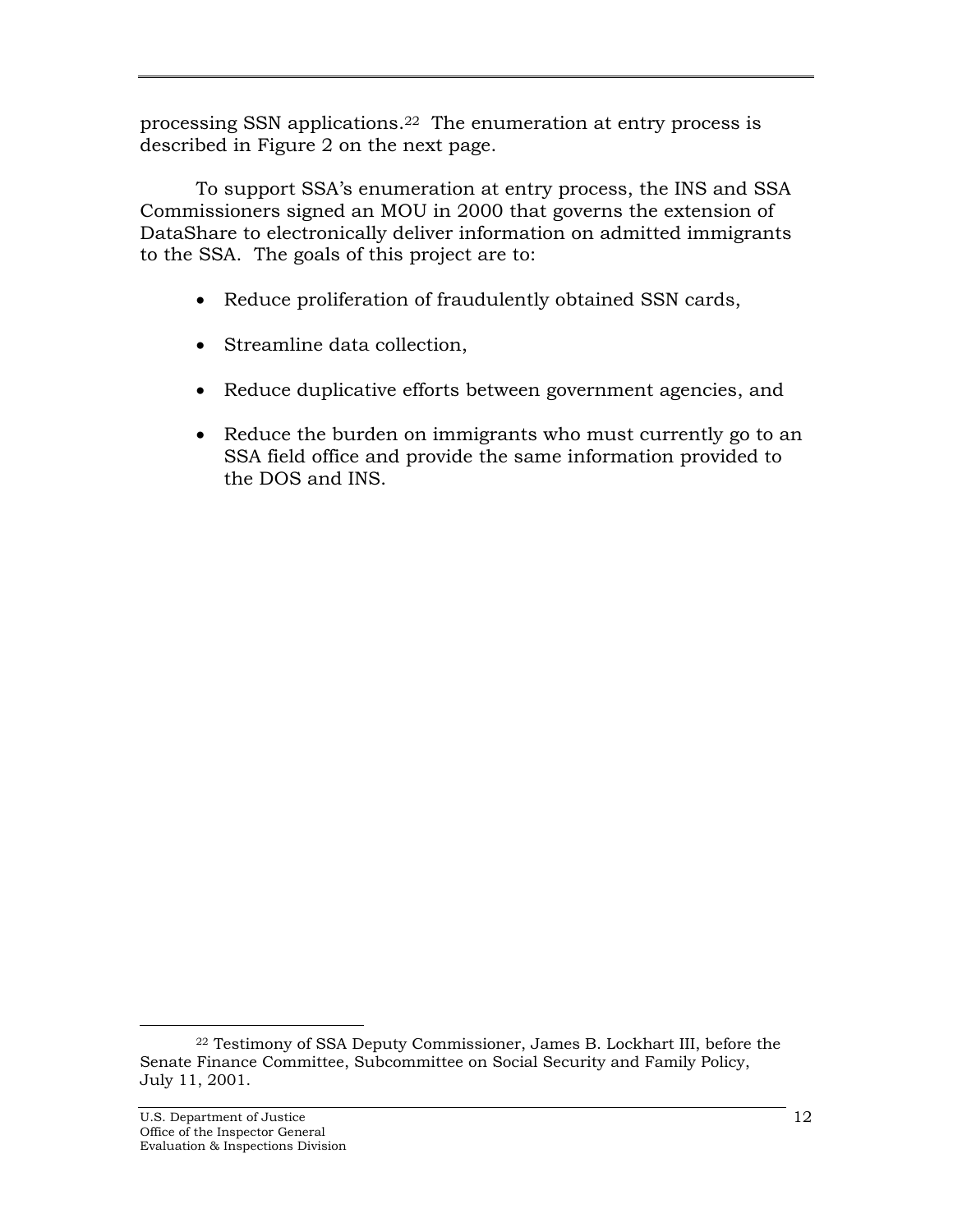processing SSN applications.[22] The enumeration at entry process is described in Figure 2 on the next page.

To support SSA's enumeration at entry process, the INS and SSA Commissioners signed an MOU in 2000 that governs the extension of DataShare to electronically deliver information on admitted immigrants to the SSA. The goals of this project are to:

- Reduce proliferation of fraudulently obtained SSN cards,
- Streamline data collection,
- Reduce duplicative efforts between government agencies, and
- Reduce the burden on immigrants who must currently go to an SSA field office and provide the same information provided to the DOS and INS.

[22] Testimony of SSA Deputy Commissioner, James B. Lockhart III, before the Senate Finance Committee, Subcommittee on Social Security and Family Policy, July 11, 2001.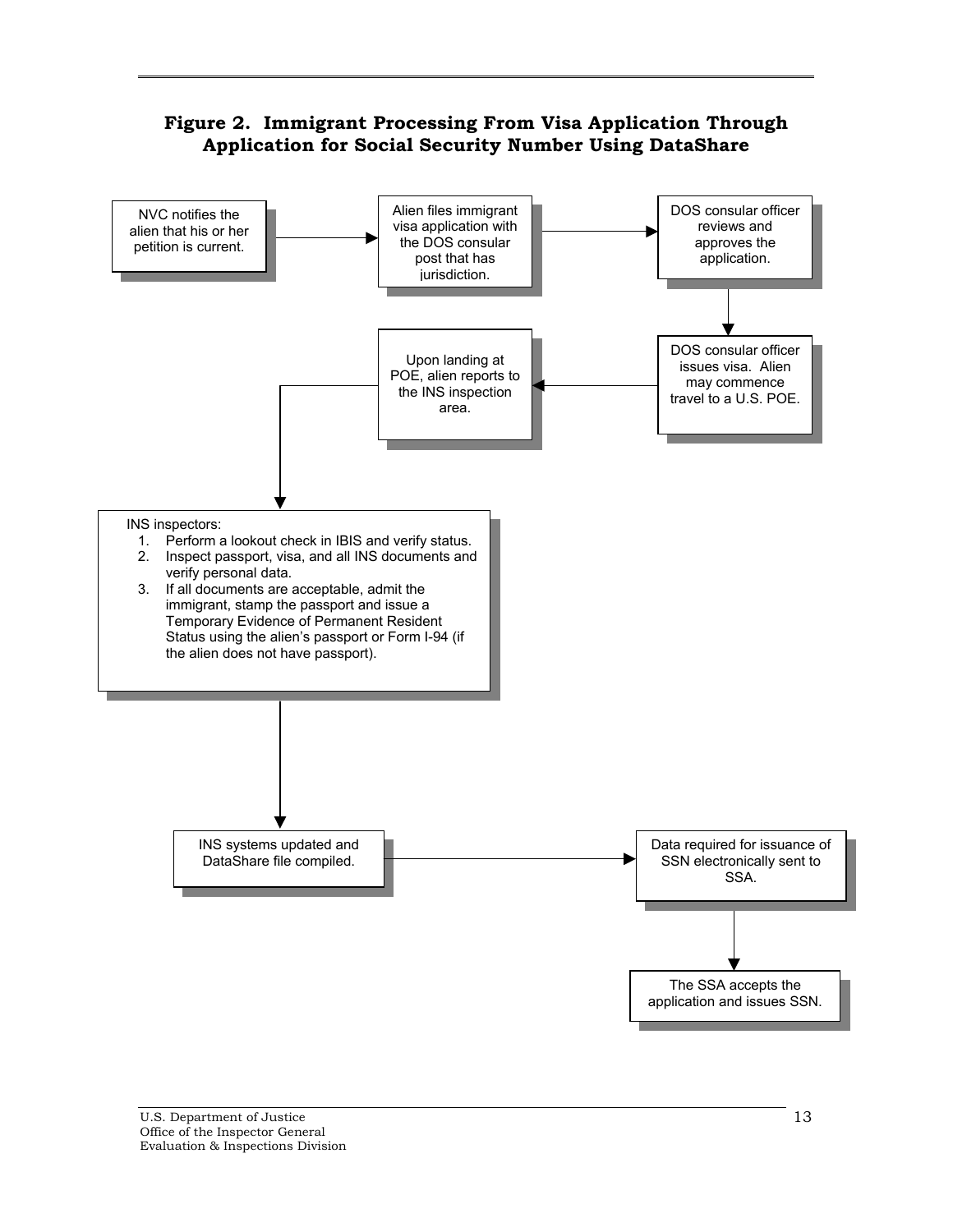## Figure 2. Immigrant Processing From Visa Application Through Application for Social Security Number Using DataShare

NVC notifies the alien that his or her petition is current.

→ Alien files immigrant visa application with the DOS consular post that has jurisdiction.

→ DOS consular officer reviews and approves the application.

→ DOS consular officer issues visa. Alien may commence travel to a U.S. POE.

→ Upon landing at POE, alien reports to the INS inspection area.

→ INS inspectors:

1. Perform a lookout check in IBIS and verify status.
2. Inspect passport, visa, and all INS documents and verify personal data.
3. If all documents are acceptable, admit the immigrant, stamp the passport and issue a Temporary Evidence of Permanent Resident Status using the alien's passport or Form I-94 (if the alien does not have passport).

→ INS systems updated and DataShare file compiled.

→ Data required for issuance of SSN electronically sent to SSA.

→ The SSA accepts the application and issues SSN.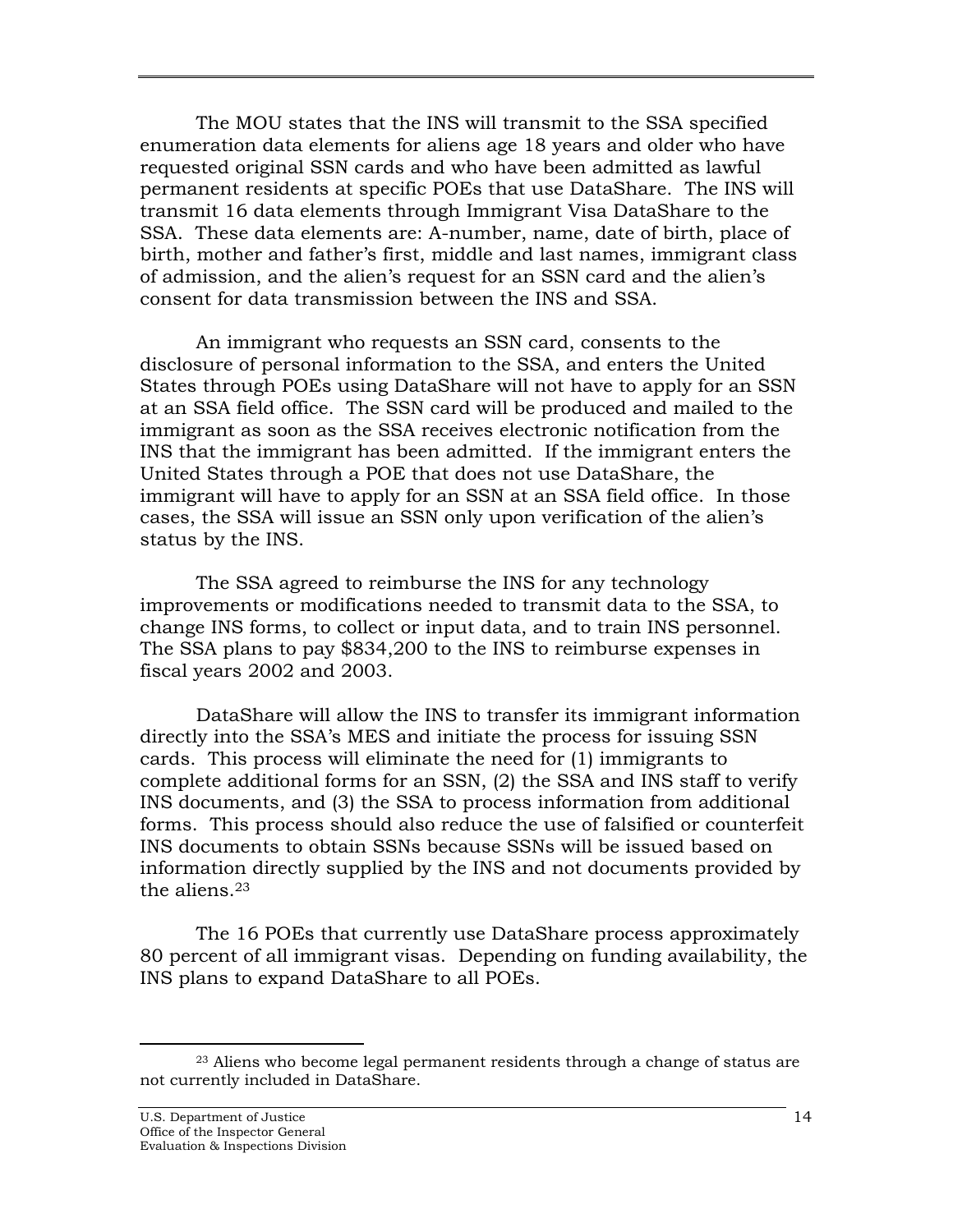The MOU states that the INS will transmit to the SSA specified enumeration data elements for aliens age 18 years and older who have requested original SSN cards and who have been admitted as lawful permanent residents at specific POEs that use DataShare. The INS will transmit 16 data elements through Immigrant Visa DataShare to the SSA. These data elements are: A-number, name, date of birth, place of birth, mother and father's first, middle and last names, immigrant class of admission, and the alien's request for an SSN card and the alien's consent for data transmission between the INS and SSA.

An immigrant who requests an SSN card, consents to the disclosure of personal information to the SSA, and enters the United States through POEs using DataShare will not have to apply for an SSN at an SSA field office. The SSN card will be produced and mailed to the immigrant as soon as the SSA receives electronic notification from the INS that the immigrant has been admitted. If the immigrant enters the United States through a POE that does not use DataShare, the immigrant will have to apply for an SSN at an SSA field office. In those cases, the SSA will issue an SSN only upon verification of the alien's status by the INS.

The SSA agreed to reimburse the INS for any technology improvements or modifications needed to transmit data to the SSA, to change INS forms, to collect or input data, and to train INS personnel. The SSA plans to pay $834,200 to the INS to reimburse expenses in fiscal years 2002 and 2003.

DataShare will allow the INS to transfer its immigrant information directly into the SSA's MES and initiate the process for issuing SSN cards. This process will eliminate the need for (1) immigrants to complete additional forms for an SSN, (2) the SSA and INS staff to verify INS documents, and (3) the SSA to process information from additional forms. This process should also reduce the use of falsified or counterfeit INS documents to obtain SSNs because SSNs will be issued based on information directly supplied by the INS and not documents provided by the aliens.[23]

The 16 POEs that currently use DataShare process approximately 80 percent of all immigrant visas. Depending on funding availability, the INS plans to expand DataShare to all POEs.

[23] Aliens who become legal permanent residents through a change of status are not currently included in DataShare.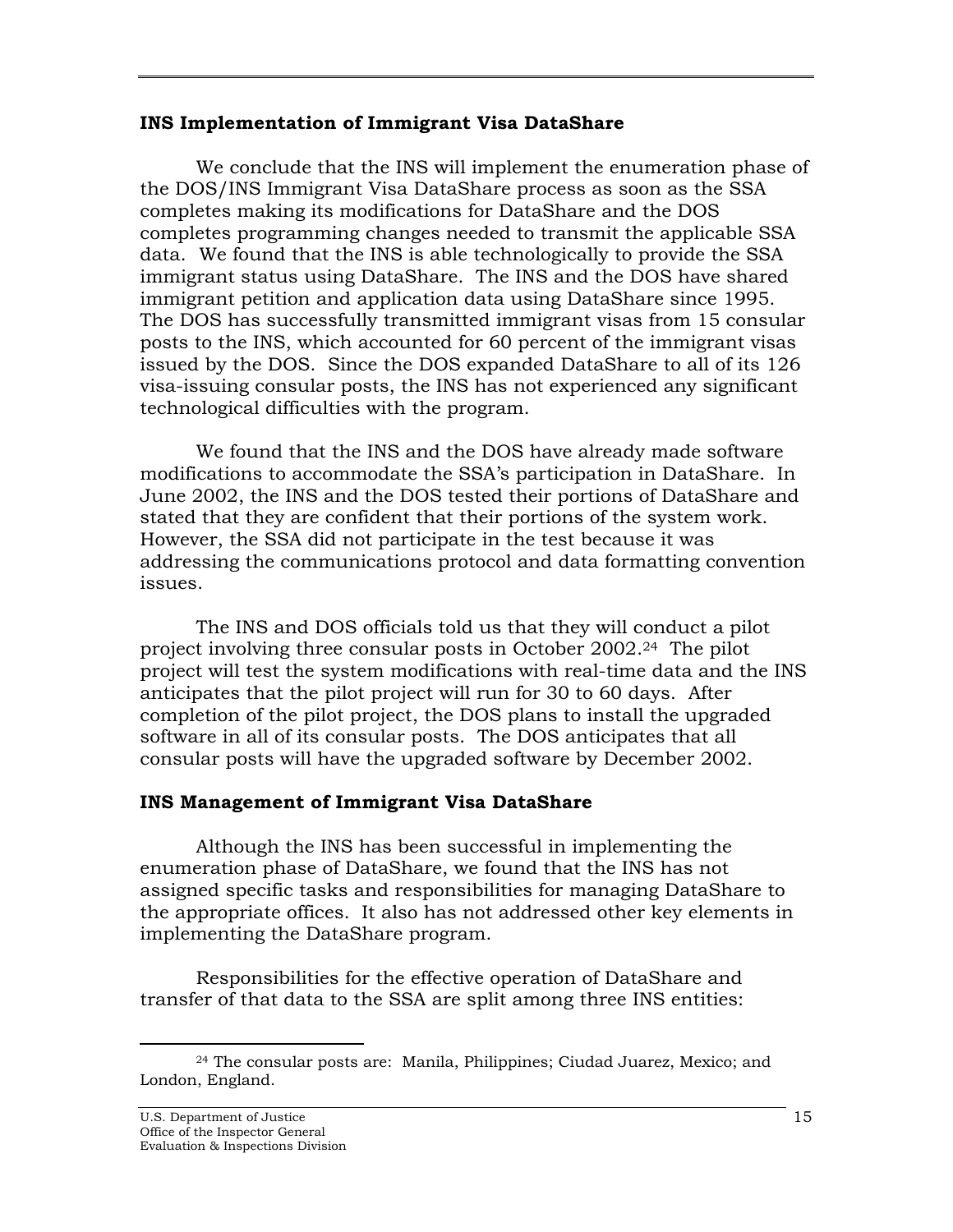### INS Implementation of Immigrant Visa DataShare

We conclude that the INS will implement the enumeration phase of the DOS/INS Immigrant Visa DataShare process as soon as the SSA completes making its modifications for DataShare and the DOS completes programming changes needed to transmit the applicable SSA data. We found that the INS is able technologically to provide the SSA immigrant status using DataShare. The INS and the DOS have shared immigrant petition and application data using DataShare since 1995. The DOS has successfully transmitted immigrant visas from 15 consular posts to the INS, which accounted for 60 percent of the immigrant visas issued by the DOS. Since the DOS expanded DataShare to all of its 126 visa-issuing consular posts, the INS has not experienced any significant technological difficulties with the program.

We found that the INS and the DOS have already made software modifications to accommodate the SSA's participation in DataShare. In June 2002, the INS and the DOS tested their portions of DataShare and stated that they are confident that their portions of the system work. However, the SSA did not participate in the test because it was addressing the communications protocol and data formatting convention issues.

The INS and DOS officials told us that they will conduct a pilot project involving three consular posts in October 2002.[24] The pilot project will test the system modifications with real-time data and the INS anticipates that the pilot project will run for 30 to 60 days. After completion of the pilot project, the DOS plans to install the upgraded software in all of its consular posts. The DOS anticipates that all consular posts will have the upgraded software by December 2002.

### INS Management of Immigrant Visa DataShare

Although the INS has been successful in implementing the enumeration phase of DataShare, we found that the INS has not assigned specific tasks and responsibilities for managing DataShare to the appropriate offices. It also has not addressed other key elements in implementing the DataShare program.

Responsibilities for the effective operation of DataShare and transfer of that data to the SSA are split among three INS entities:

---

[24] The consular posts are: Manila, Philippines; Ciudad Juarez, Mexico; and London, England.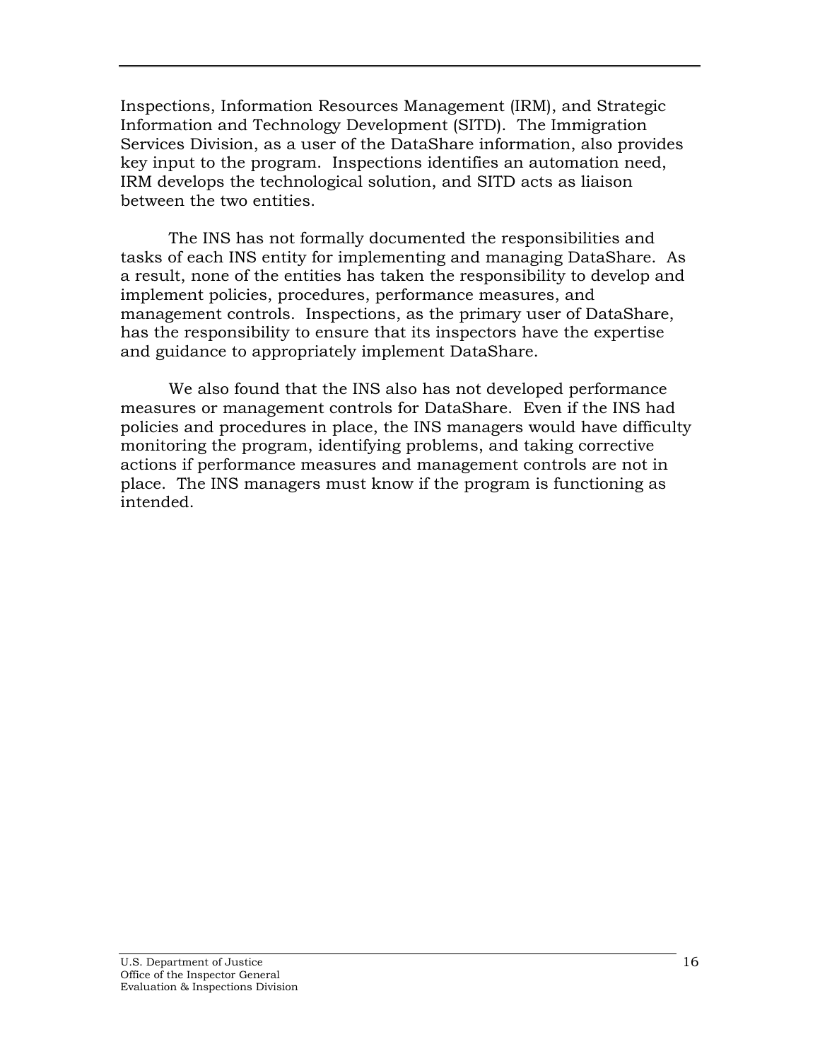Inspections, Information Resources Management (IRM), and Strategic Information and Technology Development (SITD). The Immigration Services Division, as a user of the DataShare information, also provides key input to the program. Inspections identifies an automation need, IRM develops the technological solution, and SITD acts as liaison between the two entities.

The INS has not formally documented the responsibilities and tasks of each INS entity for implementing and managing DataShare. As a result, none of the entities has taken the responsibility to develop and implement policies, procedures, performance measures, and management controls. Inspections, as the primary user of DataShare, has the responsibility to ensure that its inspectors have the expertise and guidance to appropriately implement DataShare.

We also found that the INS also has not developed performance measures or management controls for DataShare. Even if the INS had policies and procedures in place, the INS managers would have difficulty monitoring the program, identifying problems, and taking corrective actions if performance measures and management controls are not in place. The INS managers must know if the program is functioning as intended.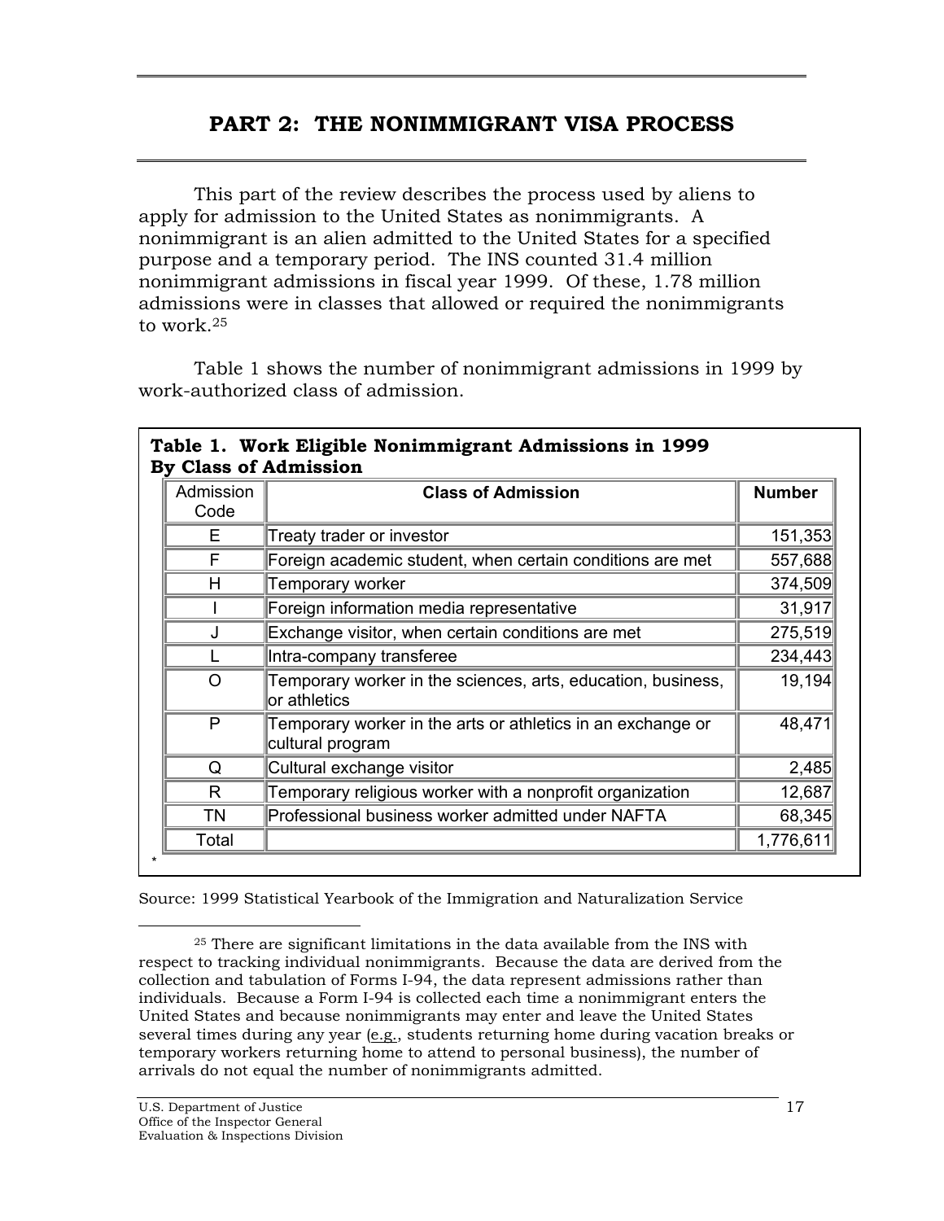# PART 2: THE NONIMMIGRANT VISA PROCESS

This part of the review describes the process used by aliens to apply for admission to the United States as nonimmigrants. A nonimmigrant is an alien admitted to the United States for a specified purpose and a temporary period. The INS counted 31.4 million nonimmigrant admissions in fiscal year 1999. Of these, 1.78 million admissions were in classes that allowed or required the nonimmigrants to work.[25]

Table 1 shows the number of nonimmigrant admissions in 1999 by work-authorized class of admission.

**Table 1. Work Eligible Nonimmigrant Admissions in 1999 By Class of Admission**

| Admission Code | Class of Admission | Number |
|---|---|---|
| E | Treaty trader or investor | 151,353 |
| F | Foreign academic student, when certain conditions are met | 557,688 |
| H | Temporary worker | 374,509 |
| I | Foreign information media representative | 31,917 |
| J | Exchange visitor, when certain conditions are met | 275,519 |
| L | Intra-company transferee | 234,443 |
| O | Temporary worker in the sciences, arts, education, business, or athletics | 19,194 |
| P | Temporary worker in the arts or athletics in an exchange or cultural program | 48,471 |
| Q | Cultural exchange visitor | 2,485 |
| R | Temporary religious worker with a nonprofit organization | 12,687 |
| TN | Professional business worker admitted under NAFTA | 68,345 |
| Total | | 1,776,611 |

*

Source: 1999 Statistical Yearbook of the Immigration and Naturalization Service

[25] There are significant limitations in the data available from the INS with respect to tracking individual nonimmigrants. Because the data are derived from the collection and tabulation of Forms I-94, the data represent admissions rather than individuals. Because a Form I-94 is collected each time a nonimmigrant enters the United States and because nonimmigrants may enter and leave the United States several times during any year (e.g., students returning home during vacation breaks or temporary workers returning home to attend to personal business), the number of arrivals do not equal the number of nonimmigrants admitted.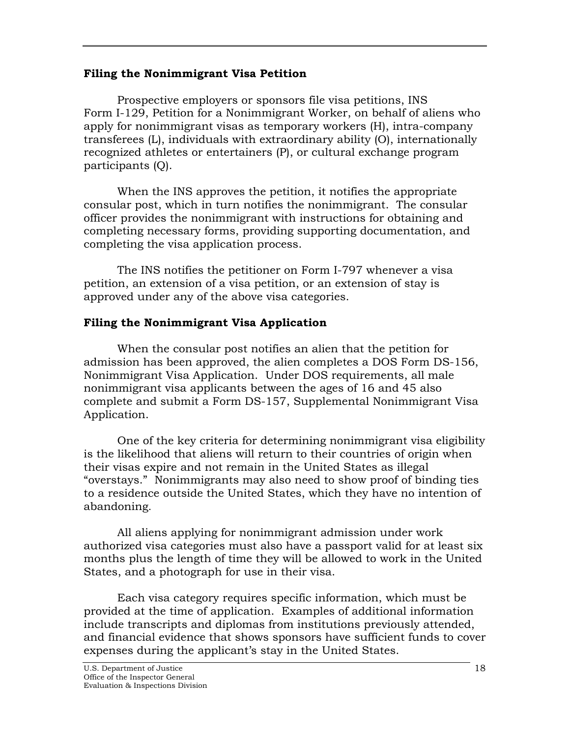### Filing the Nonimmigrant Visa Petition

Prospective employers or sponsors file visa petitions, INS Form I-129, Petition for a Nonimmigrant Worker, on behalf of aliens who apply for nonimmigrant visas as temporary workers (H), intra-company transferees (L), individuals with extraordinary ability (O), internationally recognized athletes or entertainers (P), or cultural exchange program participants (Q).

When the INS approves the petition, it notifies the appropriate consular post, which in turn notifies the nonimmigrant. The consular officer provides the nonimmigrant with instructions for obtaining and completing necessary forms, providing supporting documentation, and completing the visa application process.

The INS notifies the petitioner on Form I-797 whenever a visa petition, an extension of a visa petition, or an extension of stay is approved under any of the above visa categories.

### Filing the Nonimmigrant Visa Application

When the consular post notifies an alien that the petition for admission has been approved, the alien completes a DOS Form DS-156, Nonimmigrant Visa Application. Under DOS requirements, all male nonimmigrant visa applicants between the ages of 16 and 45 also complete and submit a Form DS-157, Supplemental Nonimmigrant Visa Application.

One of the key criteria for determining nonimmigrant visa eligibility is the likelihood that aliens will return to their countries of origin when their visas expire and not remain in the United States as illegal "overstays." Nonimmigrants may also need to show proof of binding ties to a residence outside the United States, which they have no intention of abandoning.

All aliens applying for nonimmigrant admission under work authorized visa categories must also have a passport valid for at least six months plus the length of time they will be allowed to work in the United States, and a photograph for use in their visa.

Each visa category requires specific information, which must be provided at the time of application. Examples of additional information include transcripts and diplomas from institutions previously attended, and financial evidence that shows sponsors have sufficient funds to cover expenses during the applicant's stay in the United States.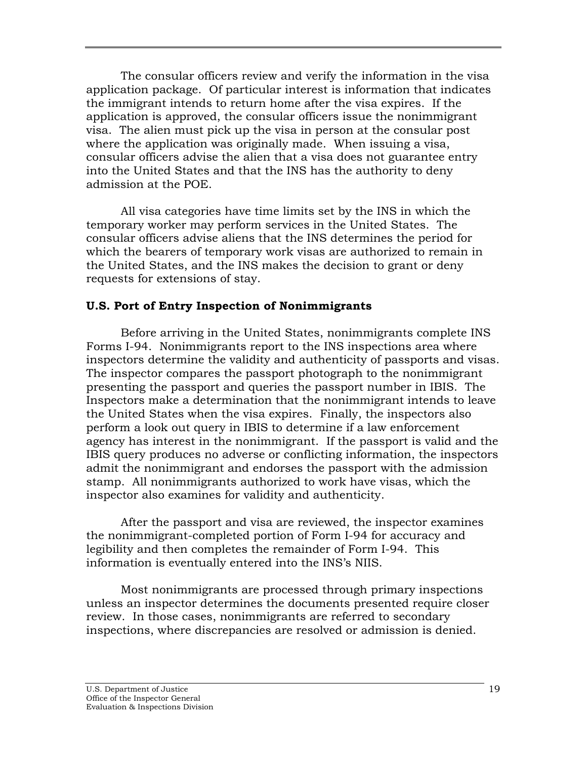The consular officers review and verify the information in the visa application package. Of particular interest is information that indicates the immigrant intends to return home after the visa expires. If the application is approved, the consular officers issue the nonimmigrant visa. The alien must pick up the visa in person at the consular post where the application was originally made. When issuing a visa, consular officers advise the alien that a visa does not guarantee entry into the United States and that the INS has the authority to deny admission at the POE.

All visa categories have time limits set by the INS in which the temporary worker may perform services in the United States. The consular officers advise aliens that the INS determines the period for which the bearers of temporary work visas are authorized to remain in the United States, and the INS makes the decision to grant or deny requests for extensions of stay.

**U.S. Port of Entry Inspection of Nonimmigrants**

Before arriving in the United States, nonimmigrants complete INS Forms I-94. Nonimmigrants report to the INS inspections area where inspectors determine the validity and authenticity of passports and visas. The inspector compares the passport photograph to the nonimmigrant presenting the passport and queries the passport number in IBIS. The Inspectors make a determination that the nonimmigrant intends to leave the United States when the visa expires. Finally, the inspectors also perform a look out query in IBIS to determine if a law enforcement agency has interest in the nonimmigrant. If the passport is valid and the IBIS query produces no adverse or conflicting information, the inspectors admit the nonimmigrant and endorses the passport with the admission stamp. All nonimmigrants authorized to work have visas, which the inspector also examines for validity and authenticity.

After the passport and visa are reviewed, the inspector examines the nonimmigrant-completed portion of Form I-94 for accuracy and legibility and then completes the remainder of Form I-94. This information is eventually entered into the INS's NIIS.

Most nonimmigrants are processed through primary inspections unless an inspector determines the documents presented require closer review. In those cases, nonimmigrants are referred to secondary inspections, where discrepancies are resolved or admission is denied.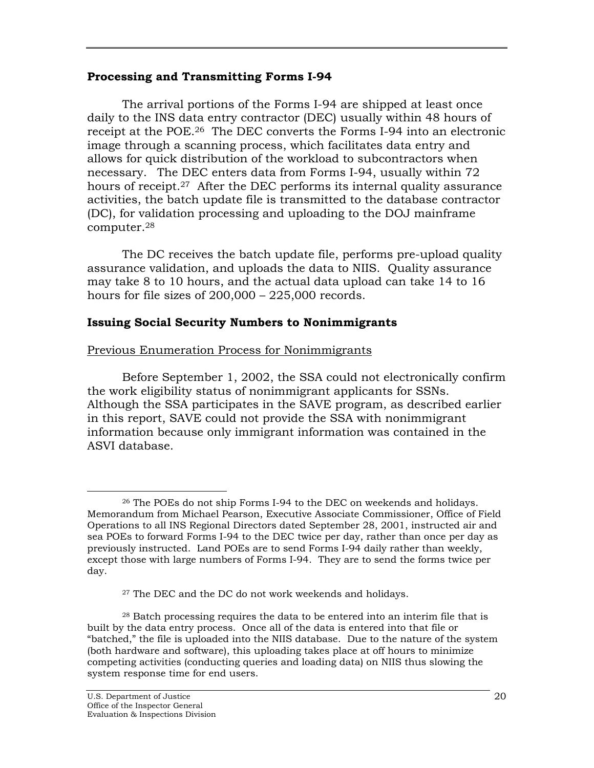## Processing and Transmitting Forms I-94

The arrival portions of the Forms I-94 are shipped at least once daily to the INS data entry contractor (DEC) usually within 48 hours of receipt at the POE.[26] The DEC converts the Forms I-94 into an electronic image through a scanning process, which facilitates data entry and allows for quick distribution of the workload to subcontractors when necessary. The DEC enters data from Forms I-94, usually within 72 hours of receipt.[27] After the DEC performs its internal quality assurance activities, the batch update file is transmitted to the database contractor (DC), for validation processing and uploading to the DOJ mainframe computer.[28]

The DC receives the batch update file, performs pre-upload quality assurance validation, and uploads the data to NIIS. Quality assurance may take 8 to 10 hours, and the actual data upload can take 14 to 16 hours for file sizes of 200,000 – 225,000 records.

## Issuing Social Security Numbers to Nonimmigrants

### Previous Enumeration Process for Nonimmigrants

Before September 1, 2002, the SSA could not electronically confirm the work eligibility status of nonimmigrant applicants for SSNs. Although the SSA participates in the SAVE program, as described earlier in this report, SAVE could not provide the SSA with nonimmigrant information because only immigrant information was contained in the ASVI database.

---

[26] The POEs do not ship Forms I-94 to the DEC on weekends and holidays. Memorandum from Michael Pearson, Executive Associate Commissioner, Office of Field Operations to all INS Regional Directors dated September 28, 2001, instructed air and sea POEs to forward Forms I-94 to the DEC twice per day, rather than once per day as previously instructed. Land POEs are to send Forms I-94 daily rather than weekly, except those with large numbers of Forms I-94. They are to send the forms twice per day.

[27] The DEC and the DC do not work weekends and holidays.

[28] Batch processing requires the data to be entered into an interim file that is built by the data entry process. Once all of the data is entered into that file or "batched," the file is uploaded into the NIIS database. Due to the nature of the system (both hardware and software), this uploading takes place at off hours to minimize competing activities (conducting queries and loading data) on NIIS thus slowing the system response time for end users.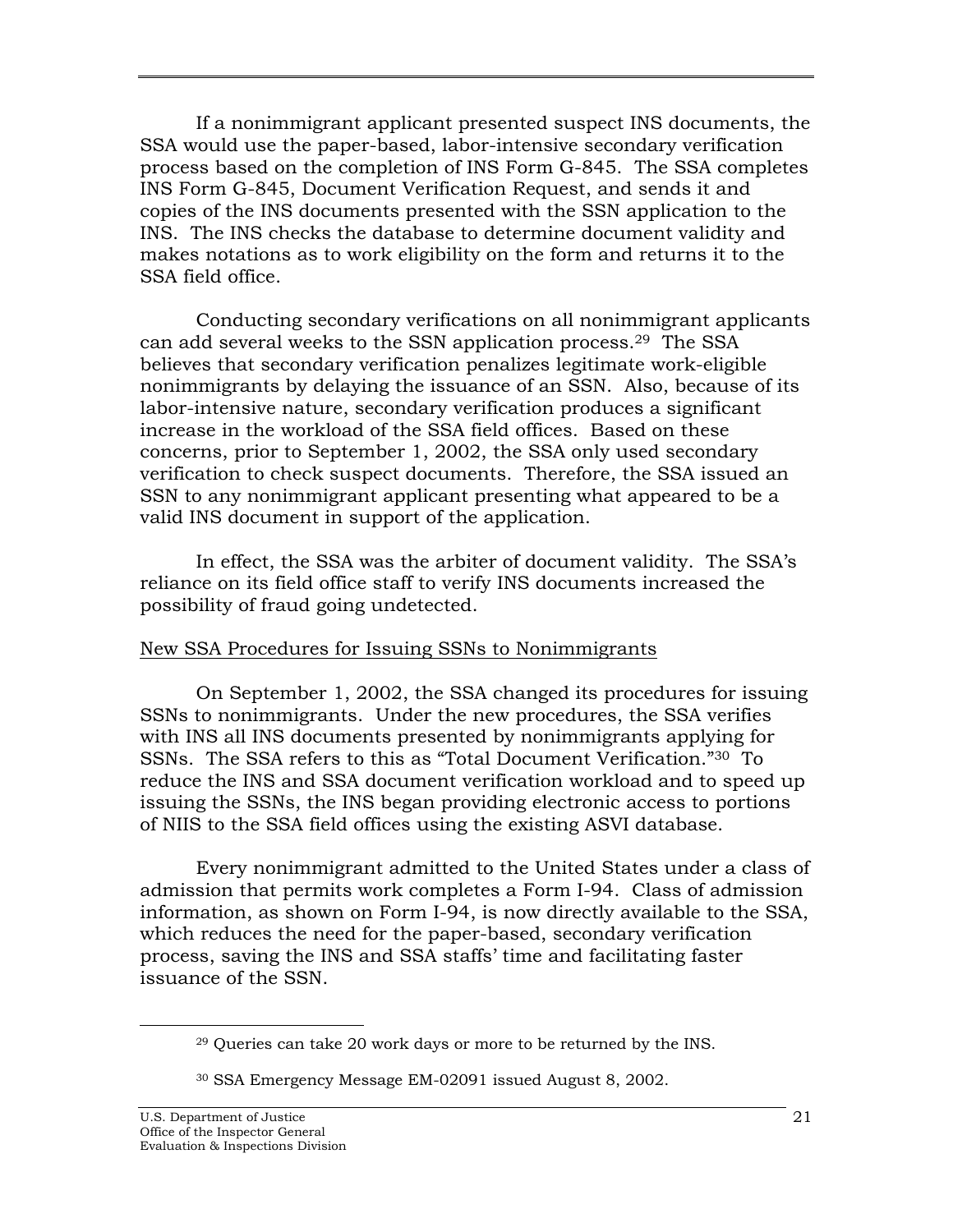If a nonimmigrant applicant presented suspect INS documents, the SSA would use the paper-based, labor-intensive secondary verification process based on the completion of INS Form G-845. The SSA completes INS Form G-845, Document Verification Request, and sends it and copies of the INS documents presented with the SSN application to the INS. The INS checks the database to determine document validity and makes notations as to work eligibility on the form and returns it to the SSA field office.

Conducting secondary verifications on all nonimmigrant applicants can add several weeks to the SSN application process.[29] The SSA believes that secondary verification penalizes legitimate work-eligible nonimmigrants by delaying the issuance of an SSN. Also, because of its labor-intensive nature, secondary verification produces a significant increase in the workload of the SSA field offices. Based on these concerns, prior to September 1, 2002, the SSA only used secondary verification to check suspect documents. Therefore, the SSA issued an SSN to any nonimmigrant applicant presenting what appeared to be a valid INS document in support of the application.

In effect, the SSA was the arbiter of document validity. The SSA's reliance on its field office staff to verify INS documents increased the possibility of fraud going undetected.

<u>New SSA Procedures for Issuing SSNs to Nonimmigrants</u>

On September 1, 2002, the SSA changed its procedures for issuing SSNs to nonimmigrants. Under the new procedures, the SSA verifies with INS all INS documents presented by nonimmigrants applying for SSNs. The SSA refers to this as "Total Document Verification."[30] To reduce the INS and SSA document verification workload and to speed up issuing the SSNs, the INS began providing electronic access to portions of NIIS to the SSA field offices using the existing ASVI database.

Every nonimmigrant admitted to the United States under a class of admission that permits work completes a Form I-94. Class of admission information, as shown on Form I-94, is now directly available to the SSA, which reduces the need for the paper-based, secondary verification process, saving the INS and SSA staffs' time and facilitating faster issuance of the SSN.

[29] Queries can take 20 work days or more to be returned by the INS.

[30] SSA Emergency Message EM-02091 issued August 8, 2002.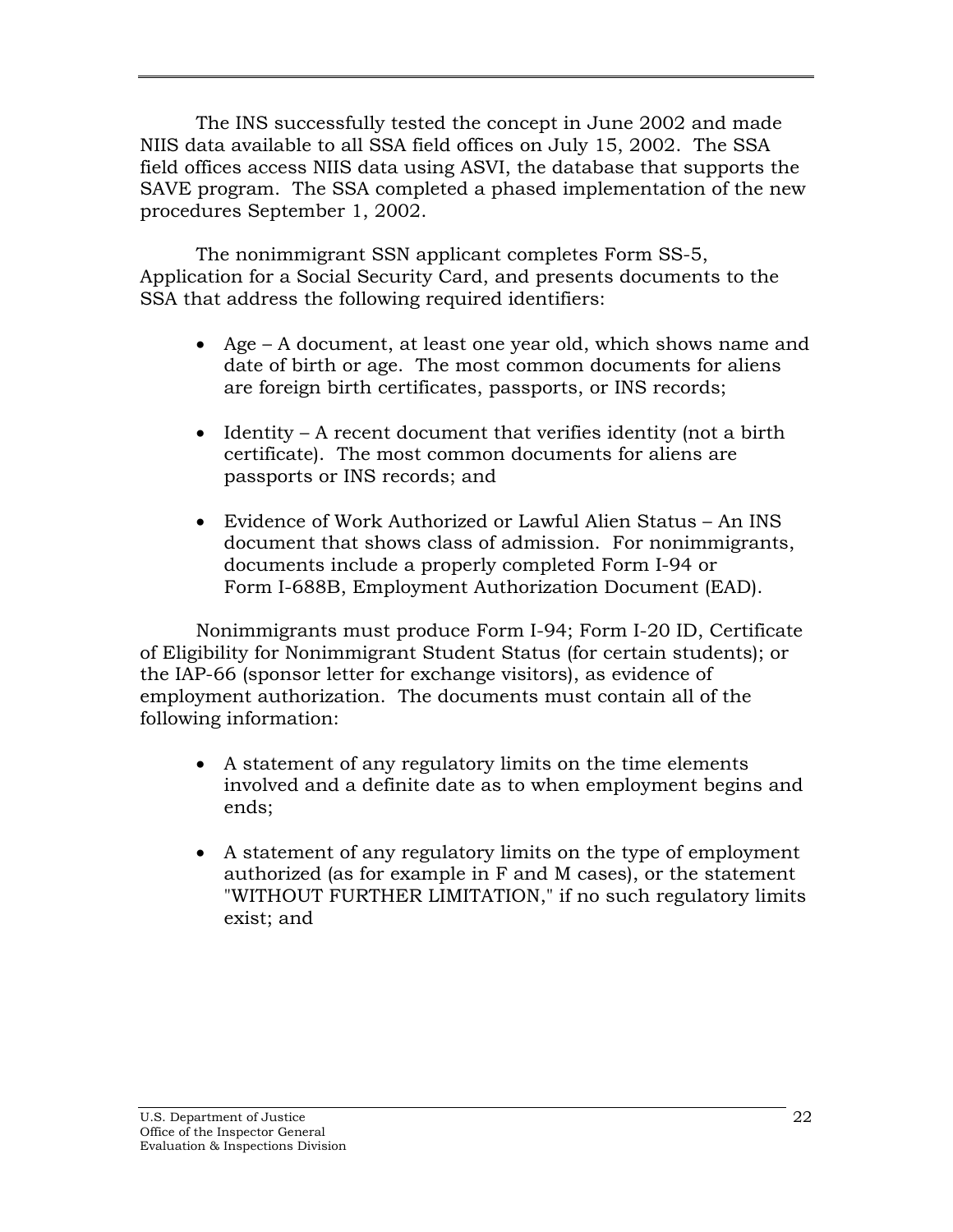The INS successfully tested the concept in June 2002 and made NIIS data available to all SSA field offices on July 15, 2002. The SSA field offices access NIIS data using ASVI, the database that supports the SAVE program. The SSA completed a phased implementation of the new procedures September 1, 2002.

The nonimmigrant SSN applicant completes Form SS-5, Application for a Social Security Card, and presents documents to the SSA that address the following required identifiers:

- Age – A document, at least one year old, which shows name and date of birth or age. The most common documents for aliens are foreign birth certificates, passports, or INS records;

- Identity – A recent document that verifies identity (not a birth certificate). The most common documents for aliens are passports or INS records; and

- Evidence of Work Authorized or Lawful Alien Status – An INS document that shows class of admission. For nonimmigrants, documents include a properly completed Form I-94 or Form I-688B, Employment Authorization Document (EAD).

Nonimmigrants must produce Form I-94; Form I-20 ID, Certificate of Eligibility for Nonimmigrant Student Status (for certain students); or the IAP-66 (sponsor letter for exchange visitors), as evidence of employment authorization. The documents must contain all of the following information:

- A statement of any regulatory limits on the time elements involved and a definite date as to when employment begins and ends;

- A statement of any regulatory limits on the type of employment authorized (as for example in F and M cases), or the statement "WITHOUT FURTHER LIMITATION," if no such regulatory limits exist; and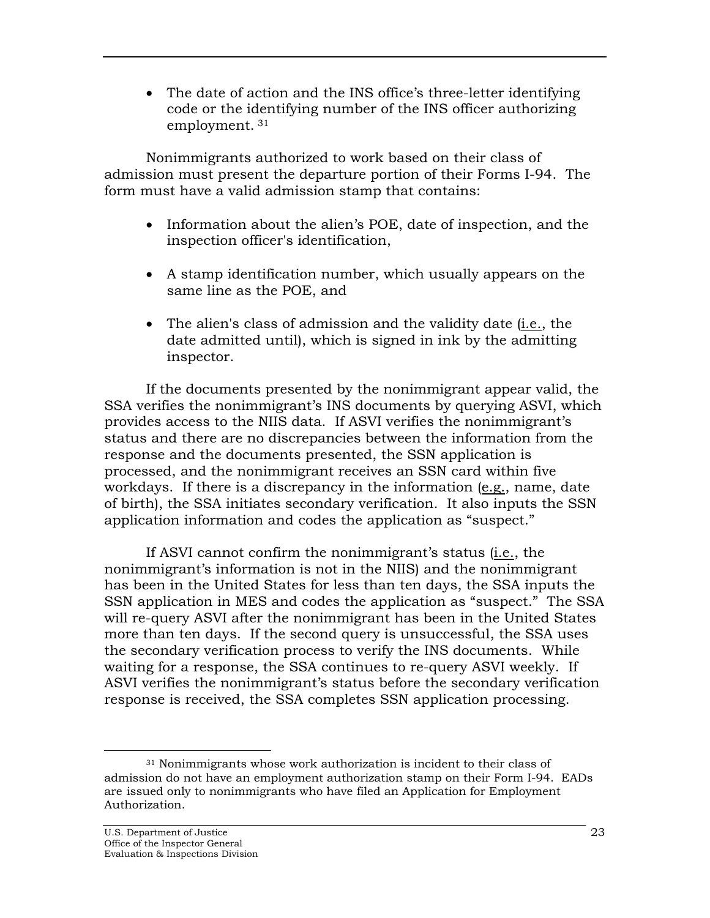- The date of action and the INS office's three-letter identifying code or the identifying number of the INS officer authorizing employment. [31]

Nonimmigrants authorized to work based on their class of admission must present the departure portion of their Forms I-94. The form must have a valid admission stamp that contains:

- Information about the alien's POE, date of inspection, and the inspection officer's identification,
- A stamp identification number, which usually appears on the same line as the POE, and
- The alien's class of admission and the validity date (i.e., the date admitted until), which is signed in ink by the admitting inspector.

If the documents presented by the nonimmigrant appear valid, the SSA verifies the nonimmigrant's INS documents by querying ASVI, which provides access to the NIIS data. If ASVI verifies the nonimmigrant's status and there are no discrepancies between the information from the response and the documents presented, the SSN application is processed, and the nonimmigrant receives an SSN card within five workdays. If there is a discrepancy in the information (e.g., name, date of birth), the SSA initiates secondary verification. It also inputs the SSN application information and codes the application as "suspect."

If ASVI cannot confirm the nonimmigrant's status (i.e., the nonimmigrant's information is not in the NIIS) and the nonimmigrant has been in the United States for less than ten days, the SSA inputs the SSN application in MES and codes the application as "suspect." The SSA will re-query ASVI after the nonimmigrant has been in the United States more than ten days. If the second query is unsuccessful, the SSA uses the secondary verification process to verify the INS documents. While waiting for a response, the SSA continues to re-query ASVI weekly. If ASVI verifies the nonimmigrant's status before the secondary verification response is received, the SSA completes SSN application processing.

[31] Nonimmigrants whose work authorization is incident to their class of admission do not have an employment authorization stamp on their Form I-94. EADs are issued only to nonimmigrants who have filed an Application for Employment Authorization.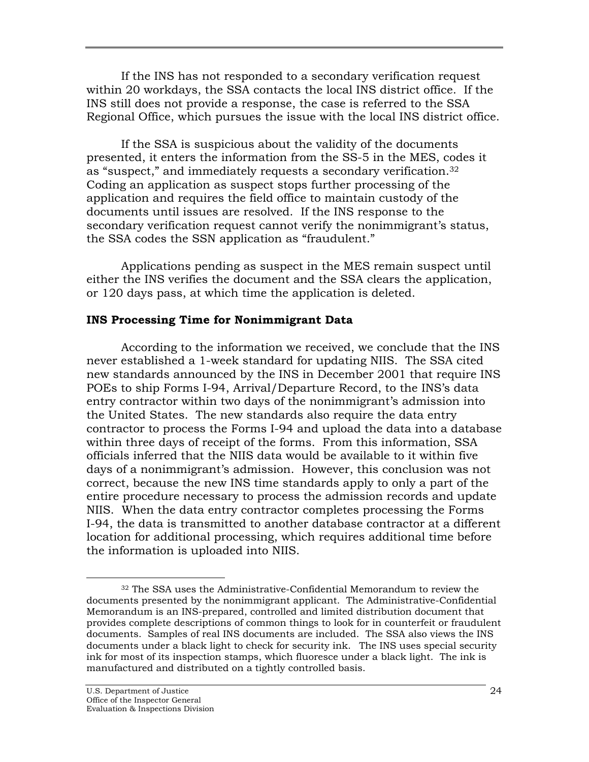If the INS has not responded to a secondary verification request within 20 workdays, the SSA contacts the local INS district office. If the INS still does not provide a response, the case is referred to the SSA Regional Office, which pursues the issue with the local INS district office.

If the SSA is suspicious about the validity of the documents presented, it enters the information from the SS-5 in the MES, codes it as "suspect," and immediately requests a secondary verification.[32] Coding an application as suspect stops further processing of the application and requires the field office to maintain custody of the documents until issues are resolved. If the INS response to the secondary verification request cannot verify the nonimmigrant's status, the SSA codes the SSN application as "fraudulent."

Applications pending as suspect in the MES remain suspect until either the INS verifies the document and the SSA clears the application, or 120 days pass, at which time the application is deleted.

**INS Processing Time for Nonimmigrant Data**

According to the information we received, we conclude that the INS never established a 1-week standard for updating NIIS. The SSA cited new standards announced by the INS in December 2001 that require INS POEs to ship Forms I-94, Arrival/Departure Record, to the INS's data entry contractor within two days of the nonimmigrant's admission into the United States. The new standards also require the data entry contractor to process the Forms I-94 and upload the data into a database within three days of receipt of the forms. From this information, SSA officials inferred that the NIIS data would be available to it within five days of a nonimmigrant's admission. However, this conclusion was not correct, because the new INS time standards apply to only a part of the entire procedure necessary to process the admission records and update NIIS. When the data entry contractor completes processing the Forms I-94, the data is transmitted to another database contractor at a different location for additional processing, which requires additional time before the information is uploaded into NIIS.

---

[32] The SSA uses the Administrative-Confidential Memorandum to review the documents presented by the nonimmigrant applicant. The Administrative-Confidential Memorandum is an INS-prepared, controlled and limited distribution document that provides complete descriptions of common things to look for in counterfeit or fraudulent documents. Samples of real INS documents are included. The SSA also views the INS documents under a black light to check for security ink. The INS uses special security ink for most of its inspection stamps, which fluoresce under a black light. The ink is manufactured and distributed on a tightly controlled basis.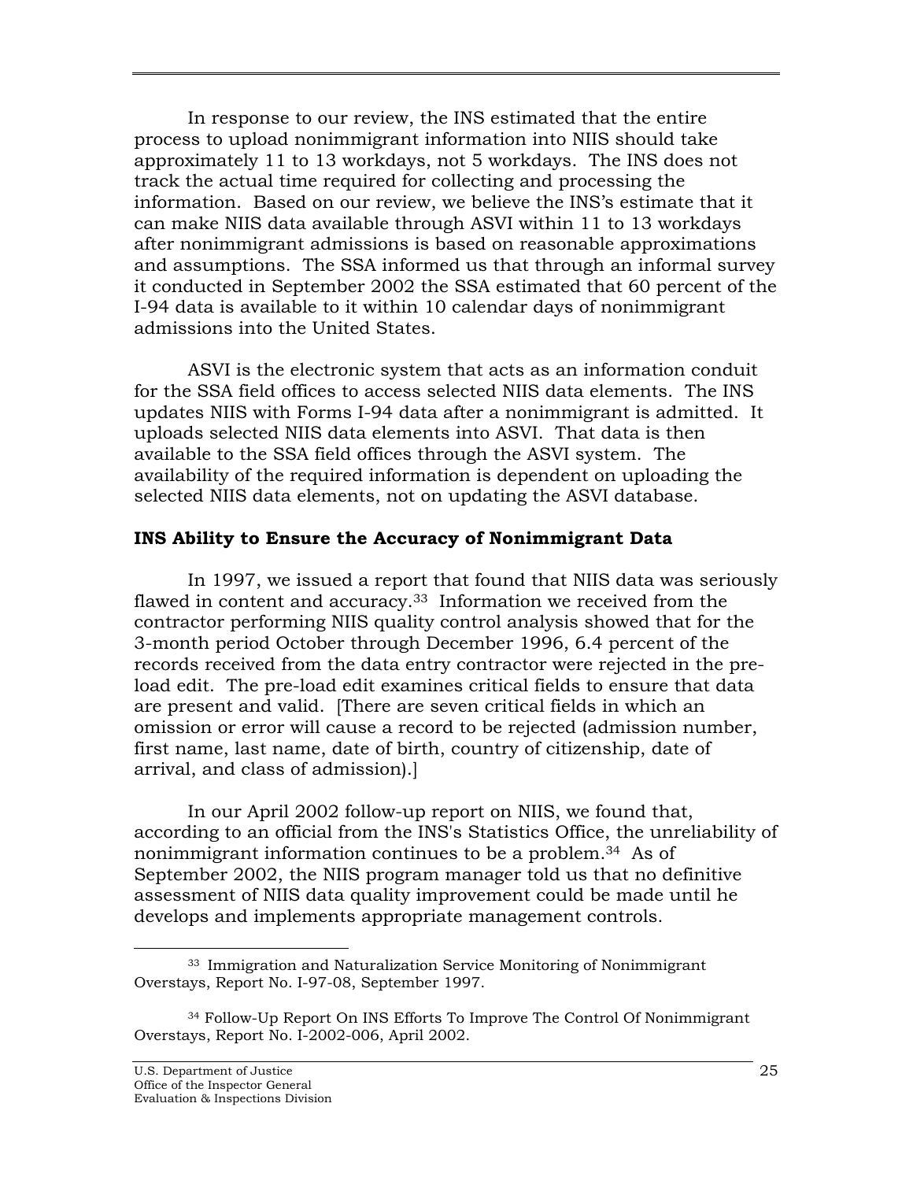In response to our review, the INS estimated that the entire process to upload nonimmigrant information into NIIS should take approximately 11 to 13 workdays, not 5 workdays. The INS does not track the actual time required for collecting and processing the information. Based on our review, we believe the INS's estimate that it can make NIIS data available through ASVI within 11 to 13 workdays after nonimmigrant admissions is based on reasonable approximations and assumptions. The SSA informed us that through an informal survey it conducted in September 2002 the SSA estimated that 60 percent of the I-94 data is available to it within 10 calendar days of nonimmigrant admissions into the United States.

ASVI is the electronic system that acts as an information conduit for the SSA field offices to access selected NIIS data elements. The INS updates NIIS with Forms I-94 data after a nonimmigrant is admitted. It uploads selected NIIS data elements into ASVI. That data is then available to the SSA field offices through the ASVI system. The availability of the required information is dependent on uploading the selected NIIS data elements, not on updating the ASVI database.

**INS Ability to Ensure the Accuracy of Nonimmigrant Data**

In 1997, we issued a report that found that NIIS data was seriously flawed in content and accuracy.[33] Information we received from the contractor performing NIIS quality control analysis showed that for the 3-month period October through December 1996, 6.4 percent of the records received from the data entry contractor were rejected in the pre-load edit. The pre-load edit examines critical fields to ensure that data are present and valid. [There are seven critical fields in which an omission or error will cause a record to be rejected (admission number, first name, last name, date of birth, country of citizenship, date of arrival, and class of admission).]

In our April 2002 follow-up report on NIIS, we found that, according to an official from the INS's Statistics Office, the unreliability of nonimmigrant information continues to be a problem.[34] As of September 2002, the NIIS program manager told us that no definitive assessment of NIIS data quality improvement could be made until he develops and implements appropriate management controls.

---

[33] Immigration and Naturalization Service Monitoring of Nonimmigrant Overstays, Report No. I-97-08, September 1997.

[34] Follow-Up Report On INS Efforts To Improve The Control Of Nonimmigrant Overstays, Report No. I-2002-006, April 2002.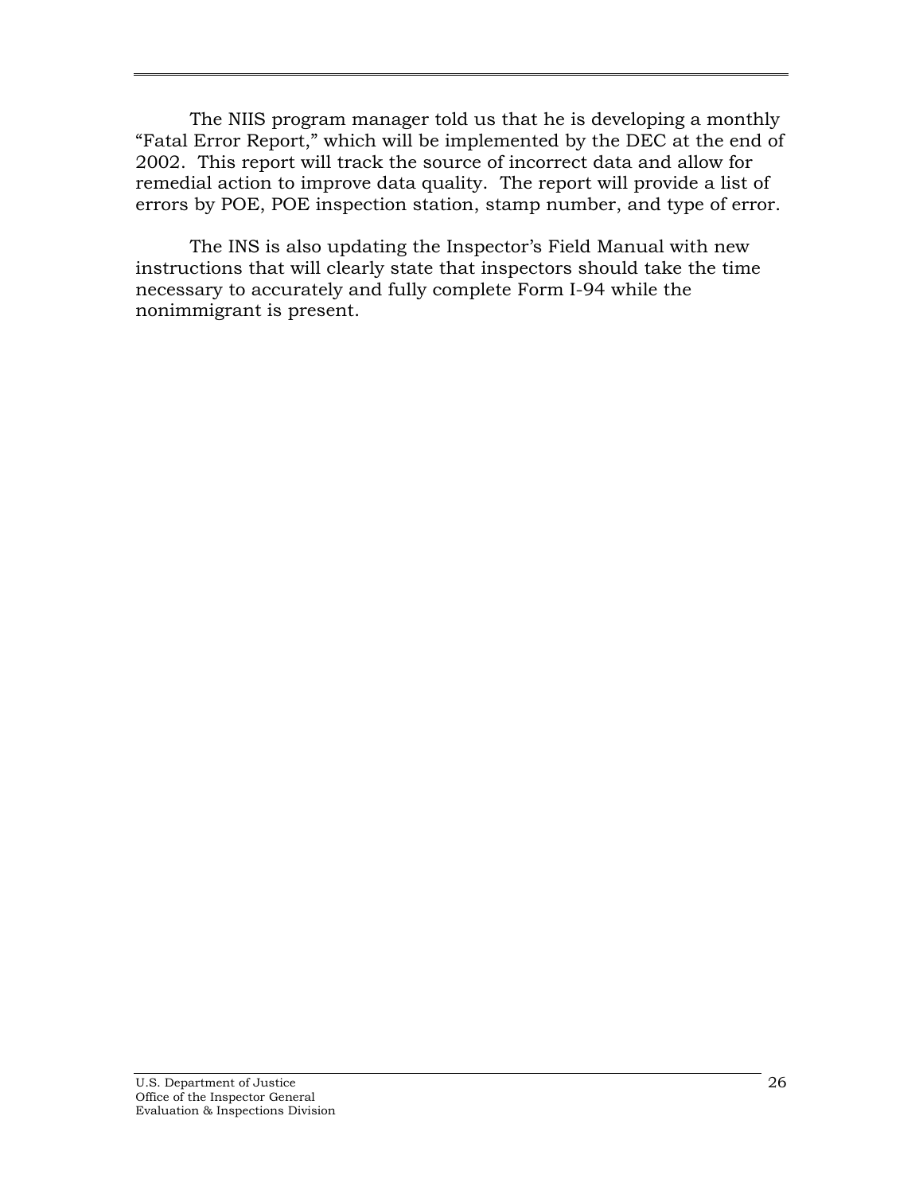The NIIS program manager told us that he is developing a monthly "Fatal Error Report," which will be implemented by the DEC at the end of 2002. This report will track the source of incorrect data and allow for remedial action to improve data quality. The report will provide a list of errors by POE, POE inspection station, stamp number, and type of error.

The INS is also updating the Inspector's Field Manual with new instructions that will clearly state that inspectors should take the time necessary to accurately and fully complete Form I-94 while the nonimmigrant is present.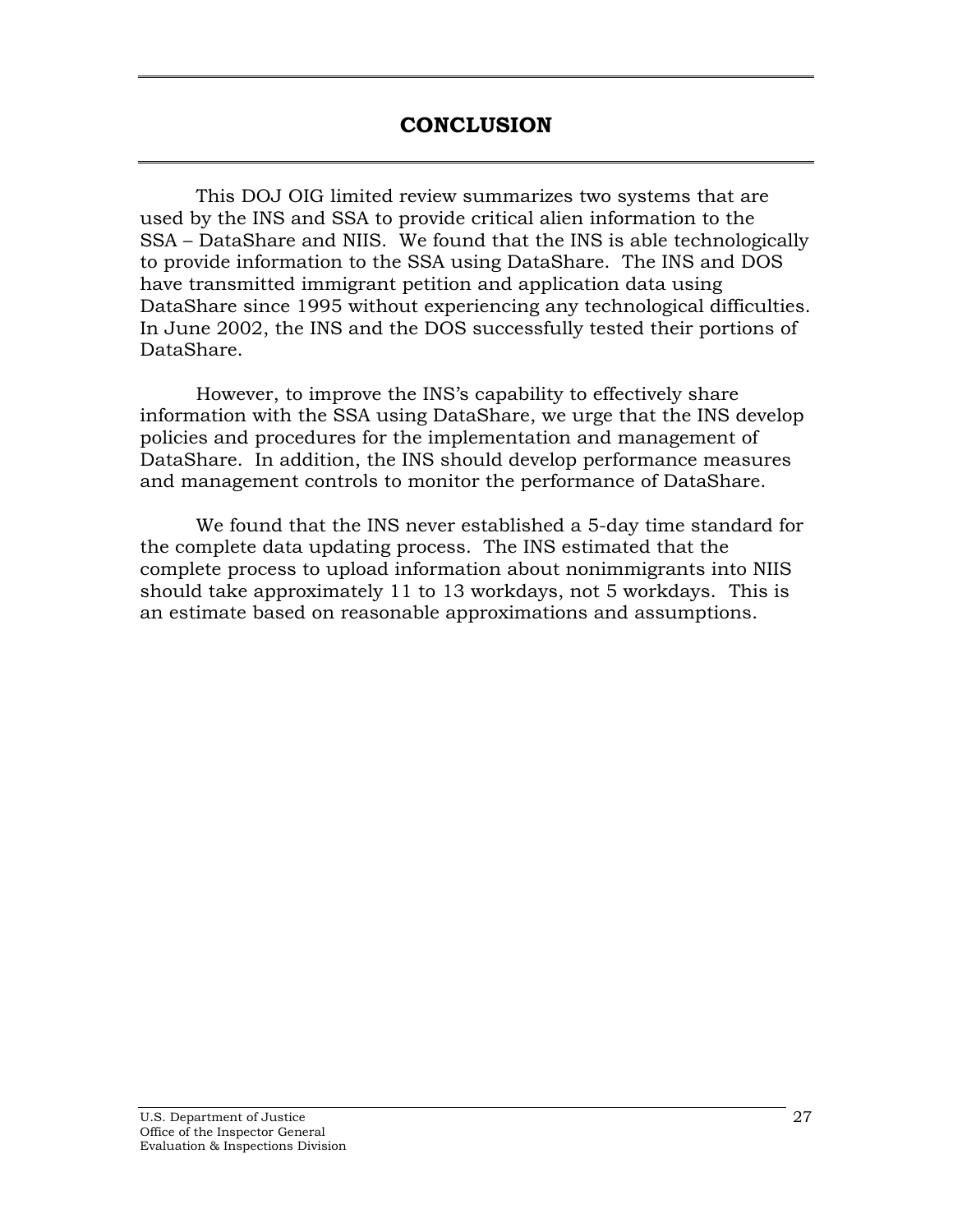# CONCLUSION

This DOJ OIG limited review summarizes two systems that are used by the INS and SSA to provide critical alien information to the SSA – DataShare and NIIS. We found that the INS is able technologically to provide information to the SSA using DataShare. The INS and DOS have transmitted immigrant petition and application data using DataShare since 1995 without experiencing any technological difficulties. In June 2002, the INS and the DOS successfully tested their portions of DataShare.

However, to improve the INS's capability to effectively share information with the SSA using DataShare, we urge that the INS develop policies and procedures for the implementation and management of DataShare. In addition, the INS should develop performance measures and management controls to monitor the performance of DataShare.

We found that the INS never established a 5-day time standard for the complete data updating process. The INS estimated that the complete process to upload information about nonimmigrants into NIIS should take approximately 11 to 13 workdays, not 5 workdays. This is an estimate based on reasonable approximations and assumptions.